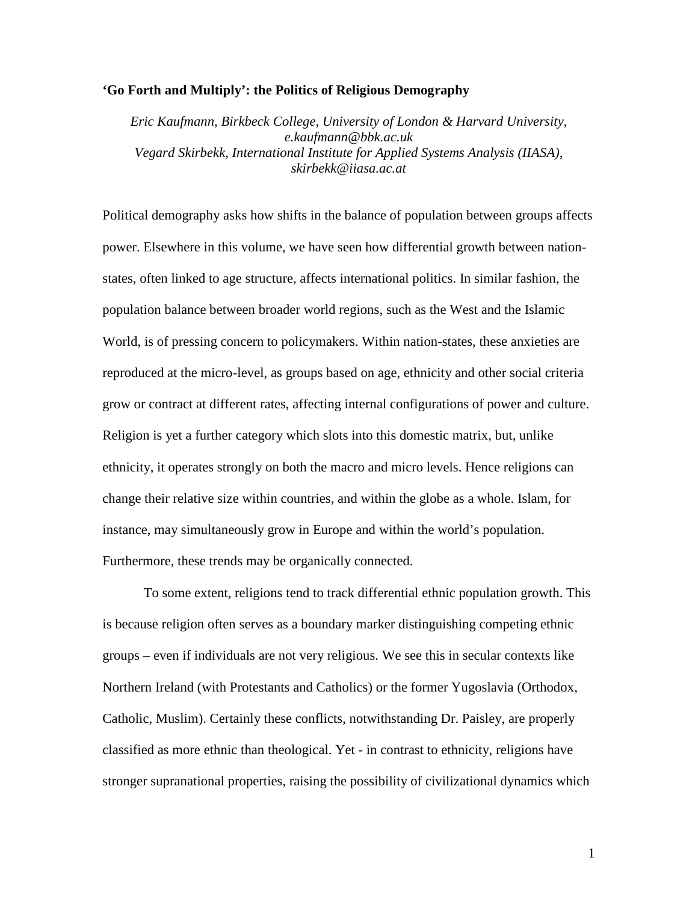# 'Go Forth and Multiply': the Politics of Religious Demography

*Eric Kaufmann, Birkbeck College, University of London & Harvard University, e.kaufmann@bbk.ac.uk*
*Vegard Skirbekk, International Institute for Applied Systems Analysis (IIASA), skirbekk@iiasa.ac.at*

Political demography asks how shifts in the balance of population between groups affects power. Elsewhere in this volume, we have seen how differential growth between nation-states, often linked to age structure, affects international politics. In similar fashion, the population balance between broader world regions, such as the West and the Islamic World, is of pressing concern to policymakers. Within nation-states, these anxieties are reproduced at the micro-level, as groups based on age, ethnicity and other social criteria grow or contract at different rates, affecting internal configurations of power and culture. Religion is yet a further category which slots into this domestic matrix, but, unlike ethnicity, it operates strongly on both the macro and micro levels. Hence religions can change their relative size within countries, and within the globe as a whole. Islam, for instance, may simultaneously grow in Europe and within the world's population. Furthermore, these trends may be organically connected.

To some extent, religions tend to track differential ethnic population growth. This is because religion often serves as a boundary marker distinguishing competing ethnic groups – even if individuals are not very religious. We see this in secular contexts like Northern Ireland (with Protestants and Catholics) or the former Yugoslavia (Orthodox, Catholic, Muslim). Certainly these conflicts, notwithstanding Dr. Paisley, are properly classified as more ethnic than theological. Yet - in contrast to ethnicity, religions have stronger supranational properties, raising the possibility of civilizational dynamics which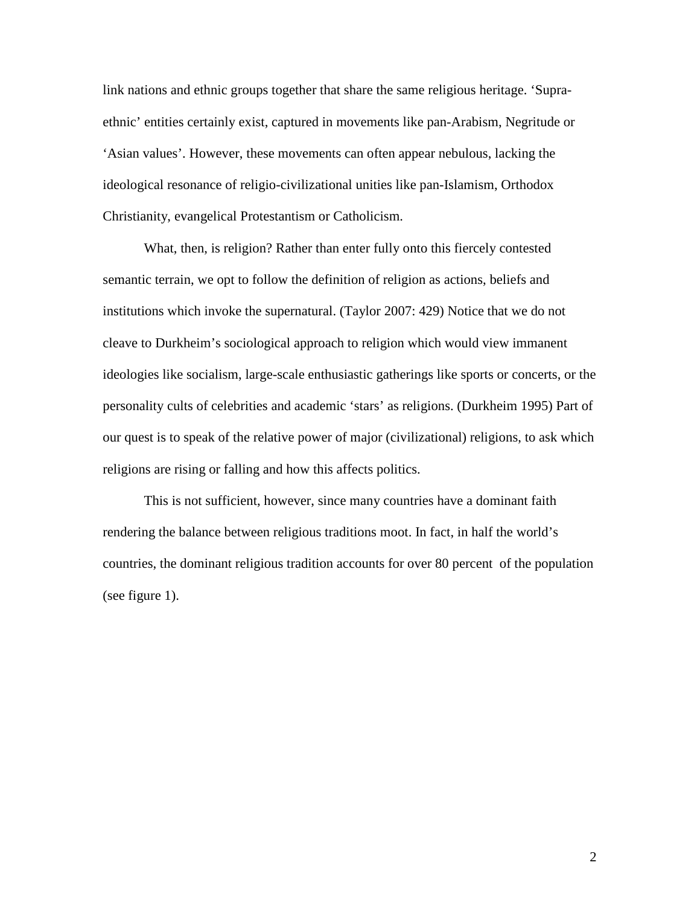link nations and ethnic groups together that share the same religious heritage. 'Supra-ethnic' entities certainly exist, captured in movements like pan-Arabism, Negritude or 'Asian values'. However, these movements can often appear nebulous, lacking the ideological resonance of religio-civilizational unities like pan-Islamism, Orthodox Christianity, evangelical Protestantism or Catholicism.

What, then, is religion? Rather than enter fully onto this fiercely contested semantic terrain, we opt to follow the definition of religion as actions, beliefs and institutions which invoke the supernatural. (Taylor 2007: 429) Notice that we do not cleave to Durkheim's sociological approach to religion which would view immanent ideologies like socialism, large-scale enthusiastic gatherings like sports or concerts, or the personality cults of celebrities and academic 'stars' as religions. (Durkheim 1995) Part of our quest is to speak of the relative power of major (civilizational) religions, to ask which religions are rising or falling and how this affects politics.

This is not sufficient, however, since many countries have a dominant faith rendering the balance between religious traditions moot. In fact, in half the world's countries, the dominant religious tradition accounts for over 80 percent of the population (see figure 1).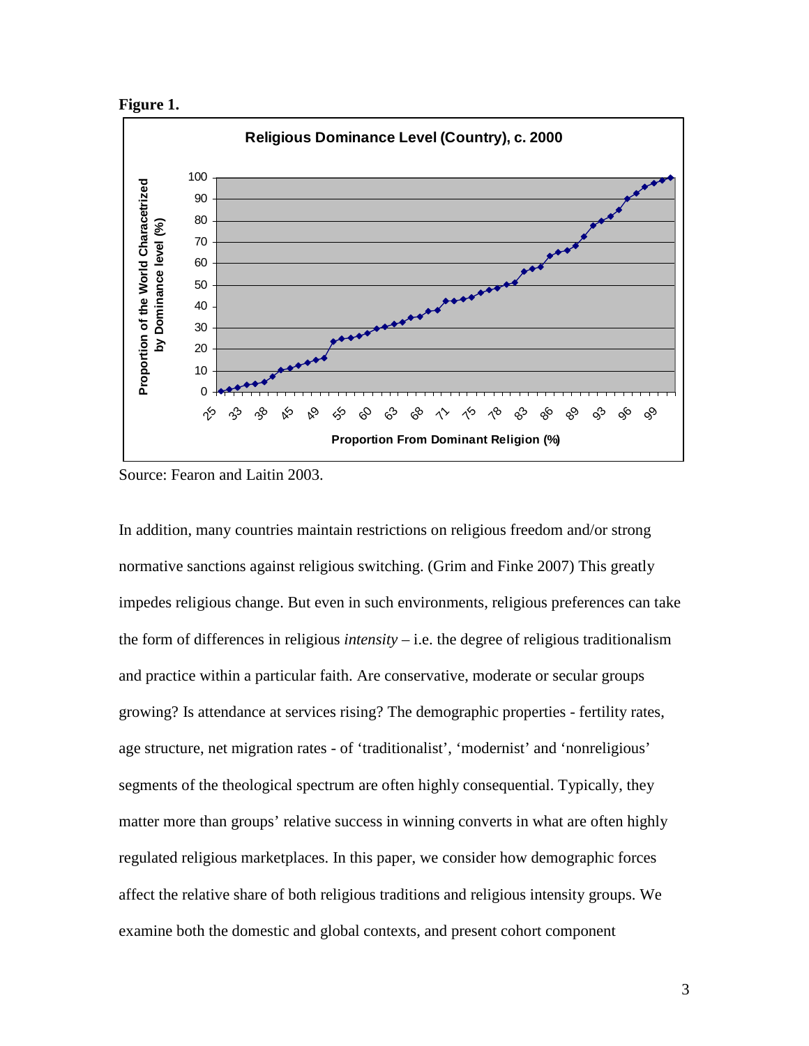**Figure 1.**

Source: Fearon and Laitin 2003.

In addition, many countries maintain restrictions on religious freedom and/or strong normative sanctions against religious switching. (Grim and Finke 2007) This greatly impedes religious change. But even in such environments, religious preferences can take the form of differences in religious *intensity* – i.e. the degree of religious traditionalism and practice within a particular faith. Are conservative, moderate or secular groups growing? Is attendance at services rising? The demographic properties - fertility rates, age structure, net migration rates - of 'traditionalist', 'modernist' and 'nonreligious' segments of the theological spectrum are often highly consequential. Typically, they matter more than groups' relative success in winning converts in what are often highly regulated religious marketplaces. In this paper, we consider how demographic forces affect the relative share of both religious traditions and religious intensity groups. We examine both the domestic and global contexts, and present cohort component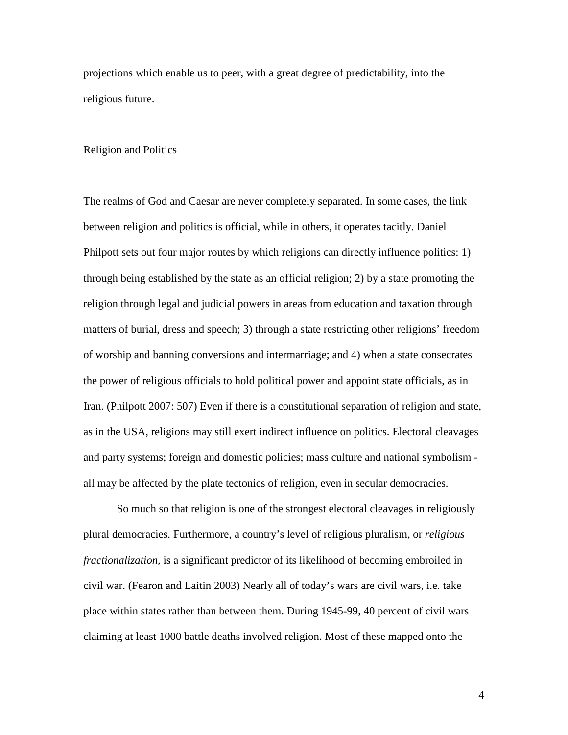projections which enable us to peer, with a great degree of predictability, into the religious future.

## Religion and Politics

The realms of God and Caesar are never completely separated. In some cases, the link between religion and politics is official, while in others, it operates tacitly. Daniel Philpott sets out four major routes by which religions can directly influence politics: 1) through being established by the state as an official religion; 2) by a state promoting the religion through legal and judicial powers in areas from education and taxation through matters of burial, dress and speech; 3) through a state restricting other religions' freedom of worship and banning conversions and intermarriage; and 4) when a state consecrates the power of religious officials to hold political power and appoint state officials, as in Iran. (Philpott 2007: 507) Even if there is a constitutional separation of religion and state, as in the USA, religions may still exert indirect influence on politics. Electoral cleavages and party systems; foreign and domestic policies; mass culture and national symbolism - all may be affected by the plate tectonics of religion, even in secular democracies.

So much so that religion is one of the strongest electoral cleavages in religiously plural democracies. Furthermore, a country's level of religious pluralism, or *religious fractionalization*, is a significant predictor of its likelihood of becoming embroiled in civil war. (Fearon and Laitin 2003) Nearly all of today's wars are civil wars, i.e. take place within states rather than between them. During 1945-99, 40 percent of civil wars claiming at least 1000 battle deaths involved religion. Most of these mapped onto the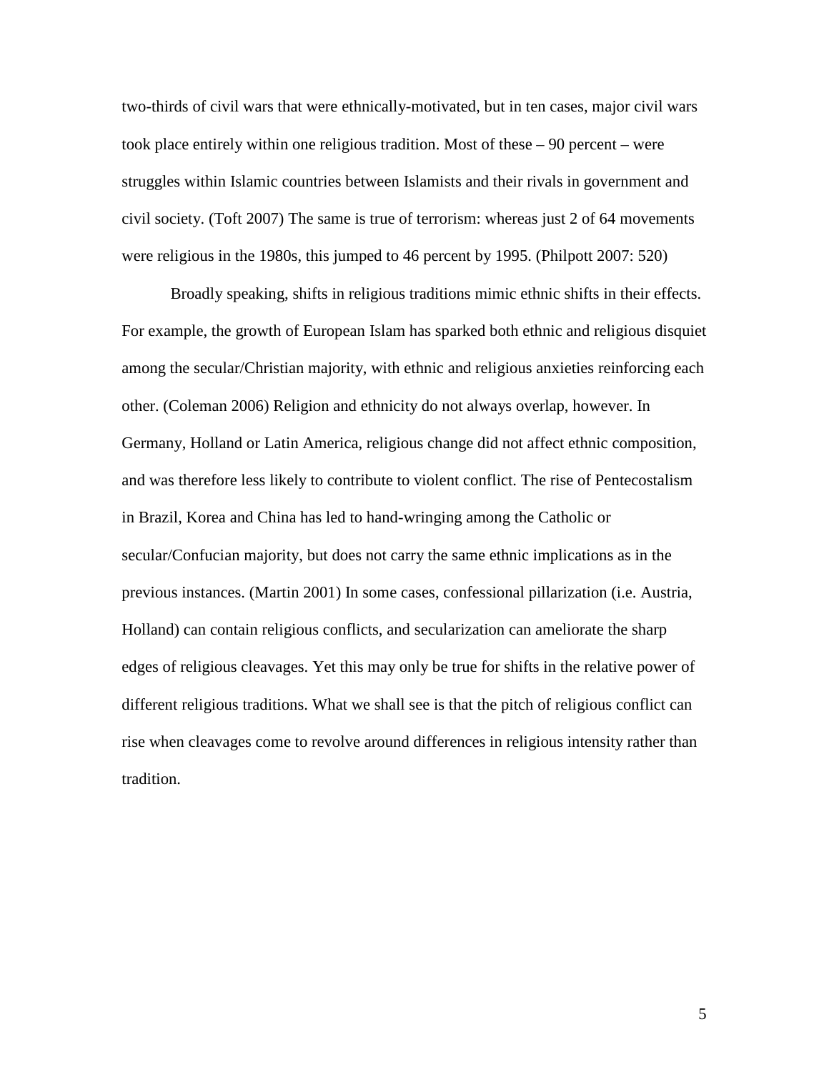two-thirds of civil wars that were ethnically-motivated, but in ten cases, major civil wars took place entirely within one religious tradition. Most of these – 90 percent – were struggles within Islamic countries between Islamists and their rivals in government and civil society. (Toft 2007) The same is true of terrorism: whereas just 2 of 64 movements were religious in the 1980s, this jumped to 46 percent by 1995. (Philpott 2007: 520)

Broadly speaking, shifts in religious traditions mimic ethnic shifts in their effects. For example, the growth of European Islam has sparked both ethnic and religious disquiet among the secular/Christian majority, with ethnic and religious anxieties reinforcing each other. (Coleman 2006) Religion and ethnicity do not always overlap, however. In Germany, Holland or Latin America, religious change did not affect ethnic composition, and was therefore less likely to contribute to violent conflict. The rise of Pentecostalism in Brazil, Korea and China has led to hand-wringing among the Catholic or secular/Confucian majority, but does not carry the same ethnic implications as in the previous instances. (Martin 2001) In some cases, confessional pillarization (i.e. Austria, Holland) can contain religious conflicts, and secularization can ameliorate the sharp edges of religious cleavages. Yet this may only be true for shifts in the relative power of different religious traditions. What we shall see is that the pitch of religious conflict can rise when cleavages come to revolve around differences in religious intensity rather than tradition.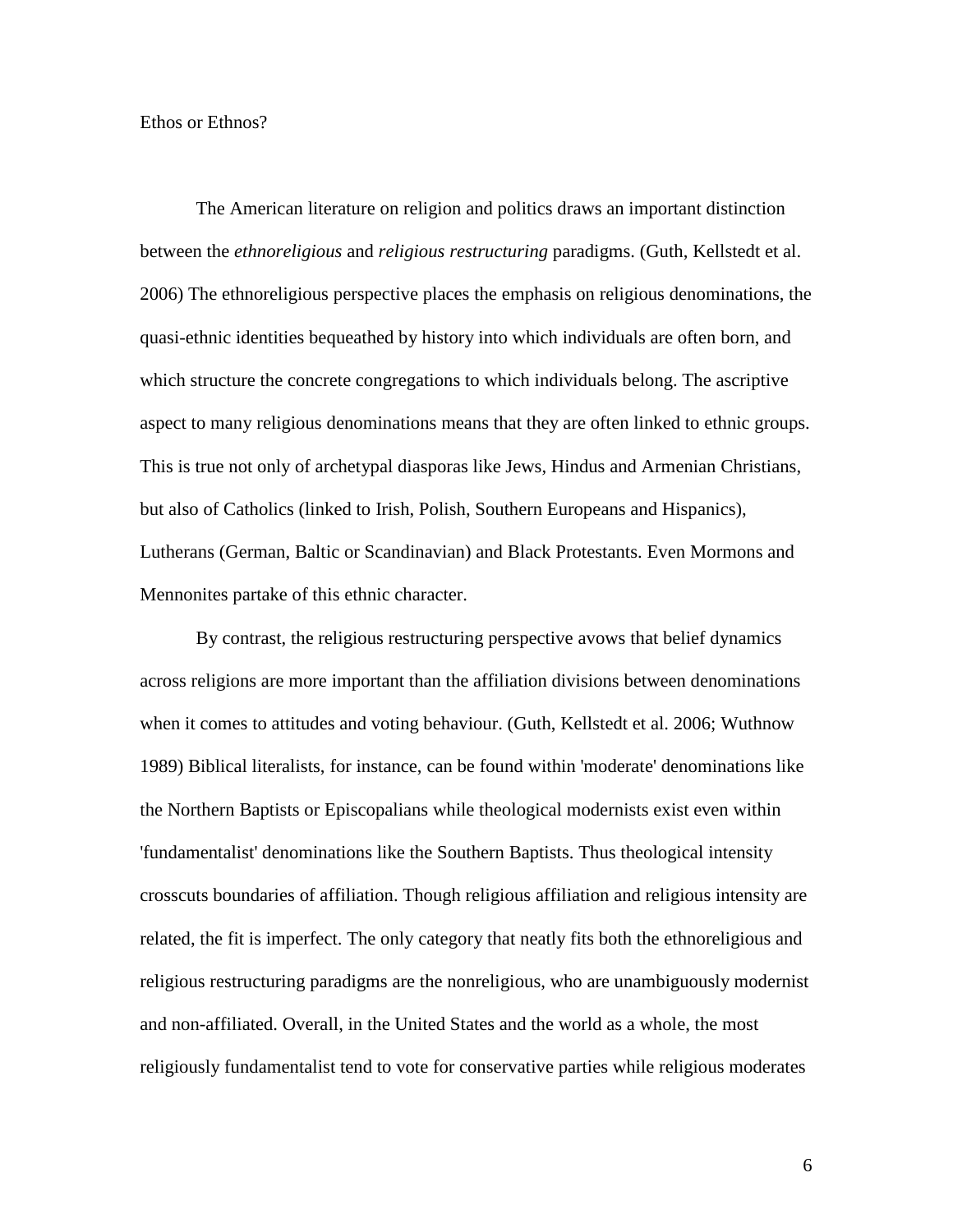Ethos or Ethnos?

The American literature on religion and politics draws an important distinction between the *ethnoreligious* and *religious restructuring* paradigms. (Guth, Kellstedt et al. 2006) The ethnoreligious perspective places the emphasis on religious denominations, the quasi-ethnic identities bequeathed by history into which individuals are often born, and which structure the concrete congregations to which individuals belong. The ascriptive aspect to many religious denominations means that they are often linked to ethnic groups. This is true not only of archetypal diasporas like Jews, Hindus and Armenian Christians, but also of Catholics (linked to Irish, Polish, Southern Europeans and Hispanics), Lutherans (German, Baltic or Scandinavian) and Black Protestants. Even Mormons and Mennonites partake of this ethnic character.

By contrast, the religious restructuring perspective avows that belief dynamics across religions are more important than the affiliation divisions between denominations when it comes to attitudes and voting behaviour. (Guth, Kellstedt et al. 2006; Wuthnow 1989) Biblical literalists, for instance, can be found within 'moderate' denominations like the Northern Baptists or Episcopalians while theological modernists exist even within 'fundamentalist' denominations like the Southern Baptists. Thus theological intensity crosscuts boundaries of affiliation. Though religious affiliation and religious intensity are related, the fit is imperfect. The only category that neatly fits both the ethnoreligious and religious restructuring paradigms are the nonreligious, who are unambiguously modernist and non-affiliated. Overall, in the United States and the world as a whole, the most religiously fundamentalist tend to vote for conservative parties while religious moderates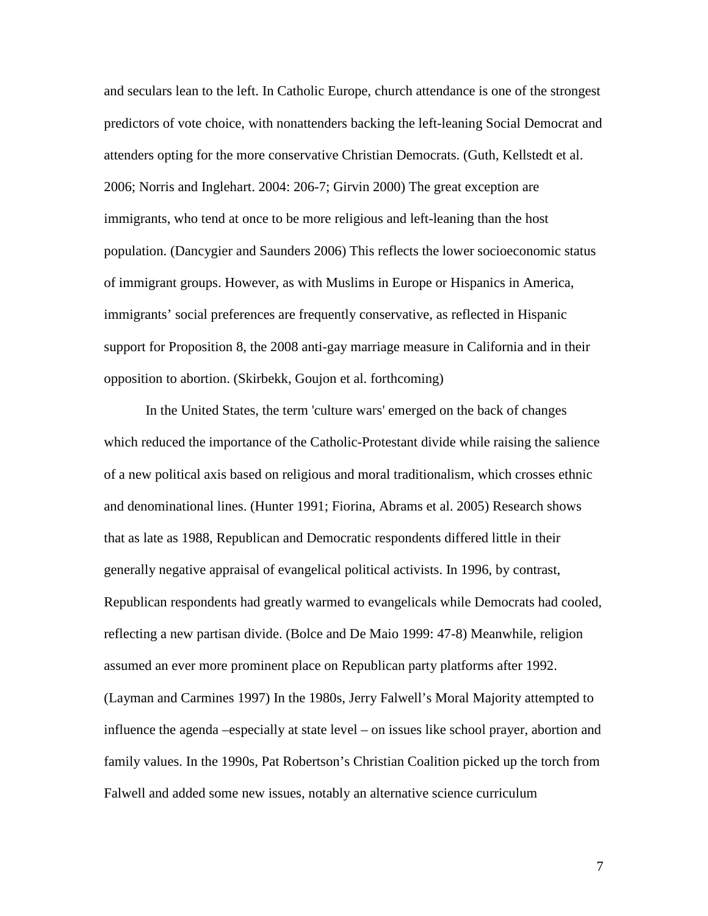and seculars lean to the left. In Catholic Europe, church attendance is one of the strongest predictors of vote choice, with nonattenders backing the left-leaning Social Democrat and attenders opting for the more conservative Christian Democrats. (Guth, Kellstedt et al. 2006; Norris and Inglehart. 2004: 206-7; Girvin 2000) The great exception are immigrants, who tend at once to be more religious and left-leaning than the host population. (Dancygier and Saunders 2006) This reflects the lower socioeconomic status of immigrant groups. However, as with Muslims in Europe or Hispanics in America, immigrants' social preferences are frequently conservative, as reflected in Hispanic support for Proposition 8, the 2008 anti-gay marriage measure in California and in their opposition to abortion. (Skirbekk, Goujon et al. forthcoming)

In the United States, the term 'culture wars' emerged on the back of changes which reduced the importance of the Catholic-Protestant divide while raising the salience of a new political axis based on religious and moral traditionalism, which crosses ethnic and denominational lines. (Hunter 1991; Fiorina, Abrams et al. 2005) Research shows that as late as 1988, Republican and Democratic respondents differed little in their generally negative appraisal of evangelical political activists. In 1996, by contrast, Republican respondents had greatly warmed to evangelicals while Democrats had cooled, reflecting a new partisan divide. (Bolce and De Maio 1999: 47-8) Meanwhile, religion assumed an ever more prominent place on Republican party platforms after 1992. (Layman and Carmines 1997) In the 1980s, Jerry Falwell's Moral Majority attempted to influence the agenda –especially at state level – on issues like school prayer, abortion and family values. In the 1990s, Pat Robertson's Christian Coalition picked up the torch from Falwell and added some new issues, notably an alternative science curriculum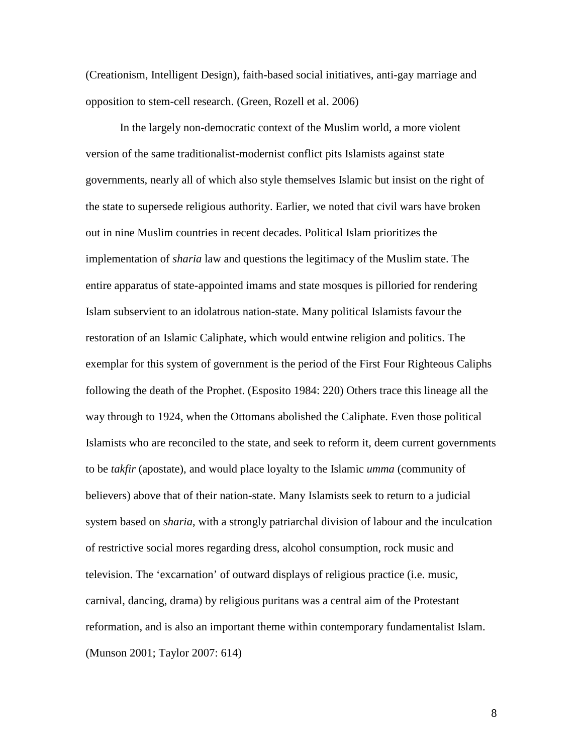(Creationism, Intelligent Design), faith-based social initiatives, anti-gay marriage and opposition to stem-cell research. (Green, Rozell et al. 2006)

In the largely non-democratic context of the Muslim world, a more violent version of the same traditionalist-modernist conflict pits Islamists against state governments, nearly all of which also style themselves Islamic but insist on the right of the state to supersede religious authority. Earlier, we noted that civil wars have broken out in nine Muslim countries in recent decades. Political Islam prioritizes the implementation of *sharia* law and questions the legitimacy of the Muslim state. The entire apparatus of state-appointed imams and state mosques is pilloried for rendering Islam subservient to an idolatrous nation-state. Many political Islamists favour the restoration of an Islamic Caliphate, which would entwine religion and politics. The exemplar for this system of government is the period of the First Four Righteous Caliphs following the death of the Prophet. (Esposito 1984: 220) Others trace this lineage all the way through to 1924, when the Ottomans abolished the Caliphate. Even those political Islamists who are reconciled to the state, and seek to reform it, deem current governments to be *takfir* (apostate), and would place loyalty to the Islamic *umma* (community of believers) above that of their nation-state. Many Islamists seek to return to a judicial system based on *sharia*, with a strongly patriarchal division of labour and the inculcation of restrictive social mores regarding dress, alcohol consumption, rock music and television. The 'excarnation' of outward displays of religious practice (i.e. music, carnival, dancing, drama) by religious puritans was a central aim of the Protestant reformation, and is also an important theme within contemporary fundamentalist Islam. (Munson 2001; Taylor 2007: 614)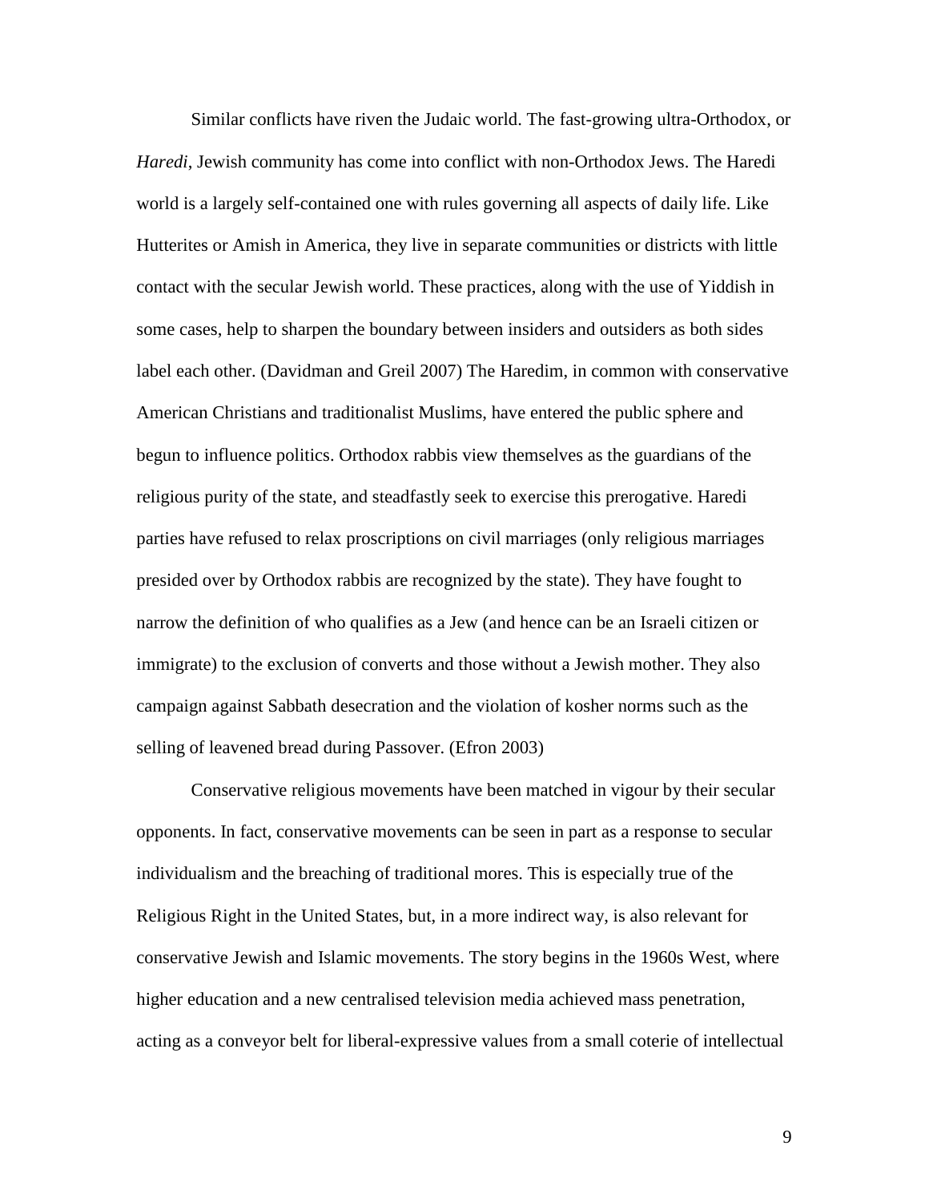Similar conflicts have riven the Judaic world. The fast-growing ultra-Orthodox, or *Haredi*, Jewish community has come into conflict with non-Orthodox Jews. The Haredi world is a largely self-contained one with rules governing all aspects of daily life. Like Hutterites or Amish in America, they live in separate communities or districts with little contact with the secular Jewish world. These practices, along with the use of Yiddish in some cases, help to sharpen the boundary between insiders and outsiders as both sides label each other. (Davidman and Greil 2007) The Haredim, in common with conservative American Christians and traditionalist Muslims, have entered the public sphere and begun to influence politics. Orthodox rabbis view themselves as the guardians of the religious purity of the state, and steadfastly seek to exercise this prerogative. Haredi parties have refused to relax proscriptions on civil marriages (only religious marriages presided over by Orthodox rabbis are recognized by the state). They have fought to narrow the definition of who qualifies as a Jew (and hence can be an Israeli citizen or immigrate) to the exclusion of converts and those without a Jewish mother. They also campaign against Sabbath desecration and the violation of kosher norms such as the selling of leavened bread during Passover. (Efron 2003)

Conservative religious movements have been matched in vigour by their secular opponents. In fact, conservative movements can be seen in part as a response to secular individualism and the breaching of traditional mores. This is especially true of the Religious Right in the United States, but, in a more indirect way, is also relevant for conservative Jewish and Islamic movements. The story begins in the 1960s West, where higher education and a new centralised television media achieved mass penetration, acting as a conveyor belt for liberal-expressive values from a small coterie of intellectual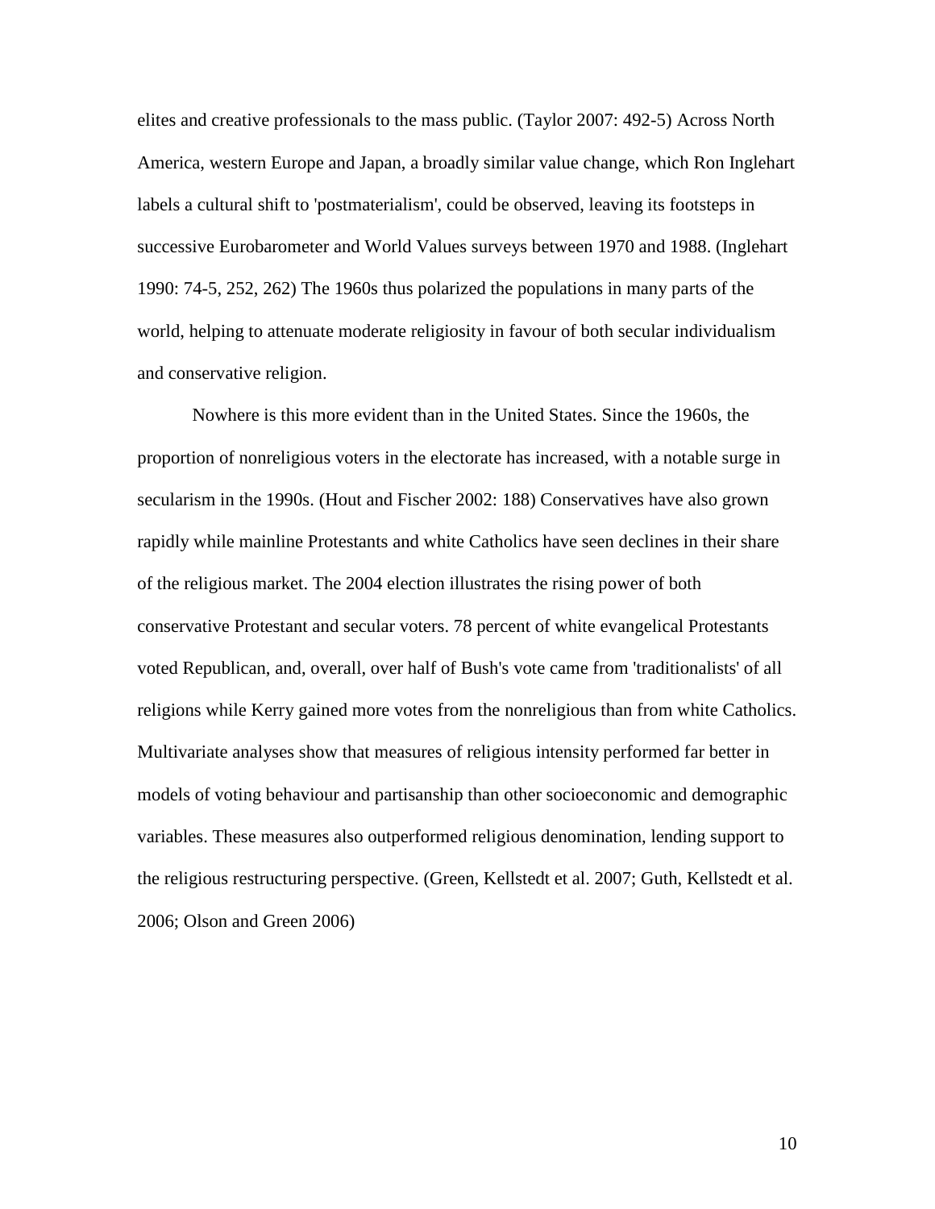elites and creative professionals to the mass public. (Taylor 2007: 492-5) Across North America, western Europe and Japan, a broadly similar value change, which Ron Inglehart labels a cultural shift to 'postmaterialism', could be observed, leaving its footsteps in successive Eurobarometer and World Values surveys between 1970 and 1988. (Inglehart 1990: 74-5, 252, 262) The 1960s thus polarized the populations in many parts of the world, helping to attenuate moderate religiosity in favour of both secular individualism and conservative religion.

Nowhere is this more evident than in the United States. Since the 1960s, the proportion of nonreligious voters in the electorate has increased, with a notable surge in secularism in the 1990s. (Hout and Fischer 2002: 188) Conservatives have also grown rapidly while mainline Protestants and white Catholics have seen declines in their share of the religious market. The 2004 election illustrates the rising power of both conservative Protestant and secular voters. 78 percent of white evangelical Protestants voted Republican, and, overall, over half of Bush's vote came from 'traditionalists' of all religions while Kerry gained more votes from the nonreligious than from white Catholics. Multivariate analyses show that measures of religious intensity performed far better in models of voting behaviour and partisanship than other socioeconomic and demographic variables. These measures also outperformed religious denomination, lending support to the religious restructuring perspective. (Green, Kellstedt et al. 2007; Guth, Kellstedt et al. 2006; Olson and Green 2006)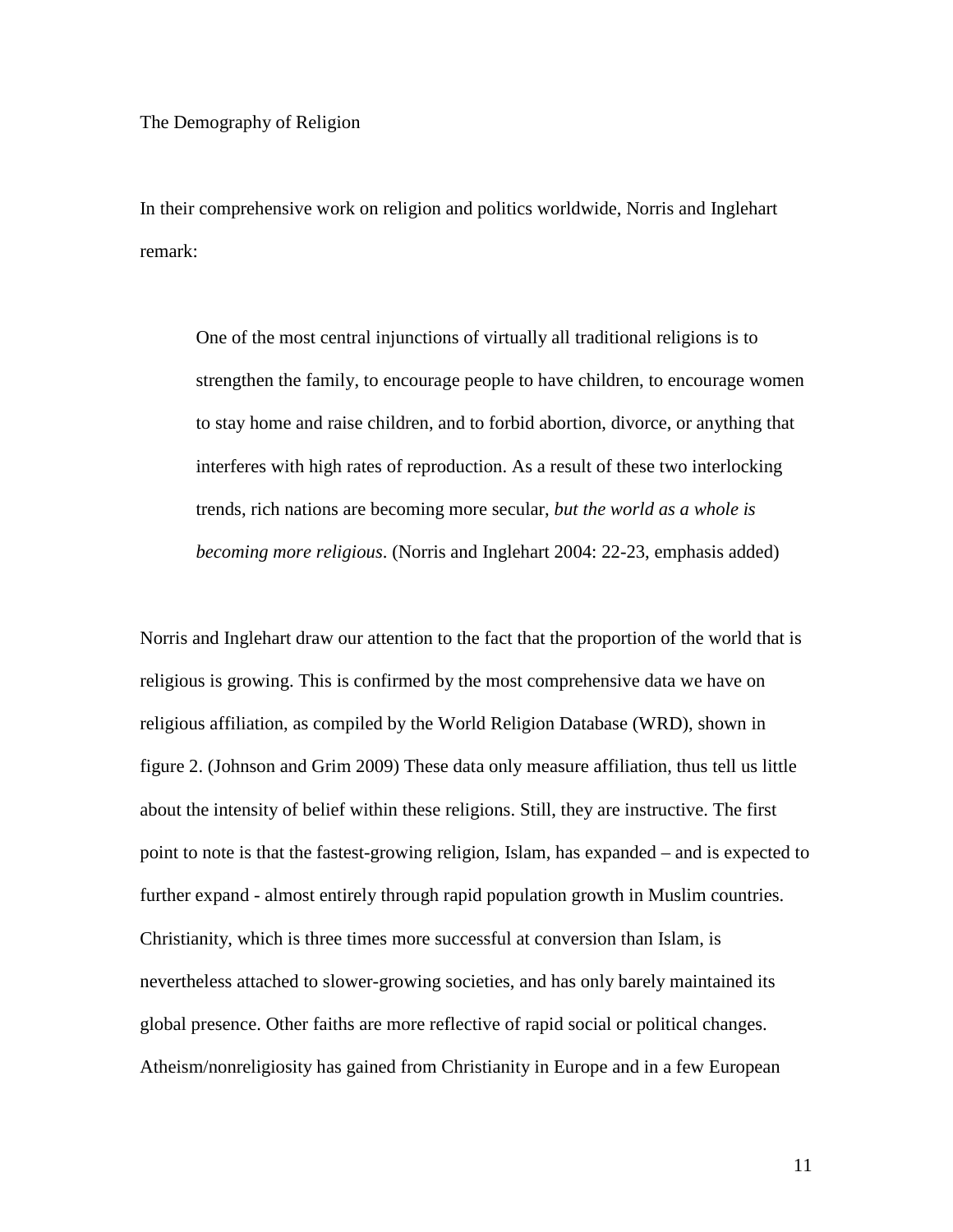## The Demography of Religion

In their comprehensive work on religion and politics worldwide, Norris and Inglehart remark:

> One of the most central injunctions of virtually all traditional religions is to strengthen the family, to encourage people to have children, to encourage women to stay home and raise children, and to forbid abortion, divorce, or anything that interferes with high rates of reproduction. As a result of these two interlocking trends, rich nations are becoming more secular, *but the world as a whole is becoming more religious*. (Norris and Inglehart 2004: 22-23, emphasis added)

Norris and Inglehart draw our attention to the fact that the proportion of the world that is religious is growing. This is confirmed by the most comprehensive data we have on religious affiliation, as compiled by the World Religion Database (WRD), shown in figure 2. (Johnson and Grim 2009) These data only measure affiliation, thus tell us little about the intensity of belief within these religions. Still, they are instructive. The first point to note is that the fastest-growing religion, Islam, has expanded – and is expected to further expand - almost entirely through rapid population growth in Muslim countries. Christianity, which is three times more successful at conversion than Islam, is nevertheless attached to slower-growing societies, and has only barely maintained its global presence. Other faiths are more reflective of rapid social or political changes. Atheism/nonreligiosity has gained from Christianity in Europe and in a few European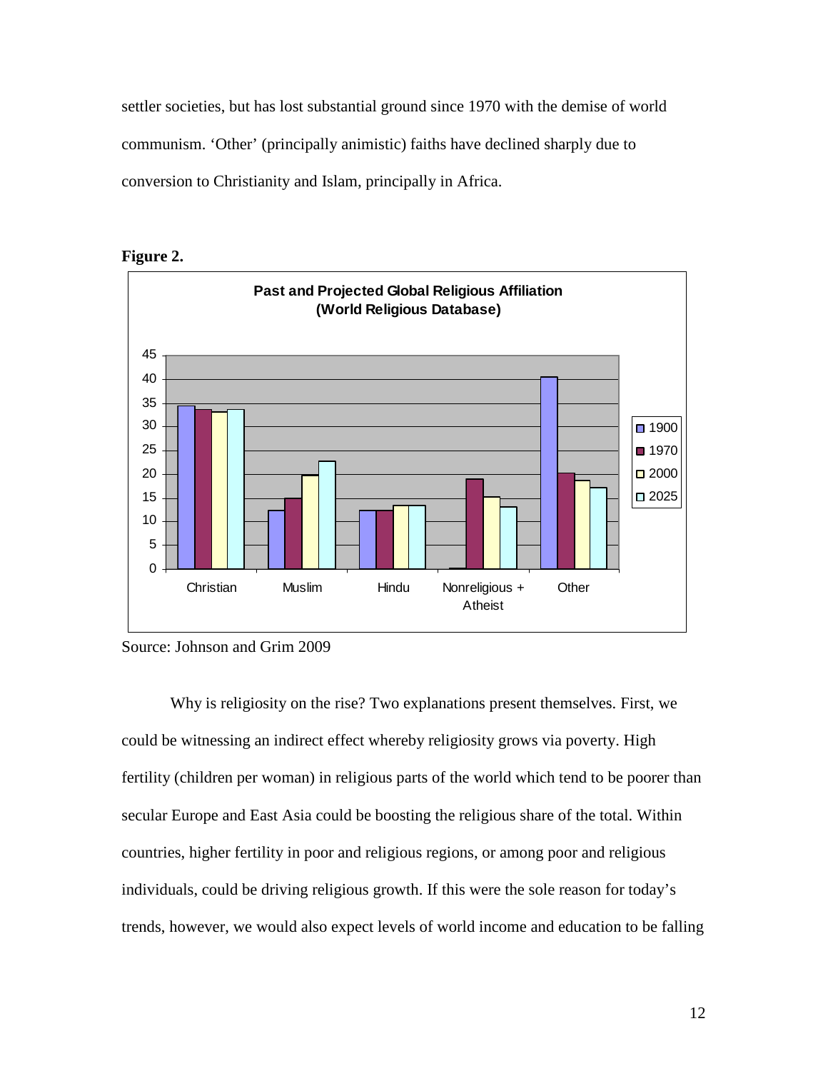settler societies, but has lost substantial ground since 1970 with the demise of world communism. 'Other' (principally animistic) faiths have declined sharply due to conversion to Christianity and Islam, principally in Africa.

**Figure 2.**

Source: Johnson and Grim 2009

Why is religiosity on the rise? Two explanations present themselves. First, we could be witnessing an indirect effect whereby religiosity grows via poverty. High fertility (children per woman) in religious parts of the world which tend to be poorer than secular Europe and East Asia could be boosting the religious share of the total. Within countries, higher fertility in poor and religious regions, or among poor and religious individuals, could be driving religious growth. If this were the sole reason for today's trends, however, we would also expect levels of world income and education to be falling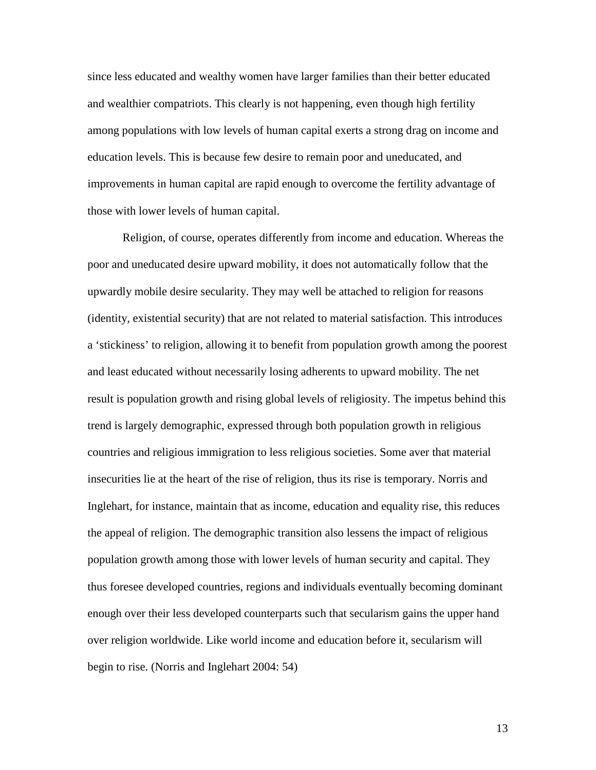since less educated and wealthy women have larger families than their better educated and wealthier compatriots. This clearly is not happening, even though high fertility among populations with low levels of human capital exerts a strong drag on income and education levels. This is because few desire to remain poor and uneducated, and improvements in human capital are rapid enough to overcome the fertility advantage of those with lower levels of human capital.

Religion, of course, operates differently from income and education. Whereas the poor and uneducated desire upward mobility, it does not automatically follow that the upwardly mobile desire secularity. They may well be attached to religion for reasons (identity, existential security) that are not related to material satisfaction. This introduces a 'stickiness' to religion, allowing it to benefit from population growth among the poorest and least educated without necessarily losing adherents to upward mobility. The net result is population growth and rising global levels of religiosity. The impetus behind this trend is largely demographic, expressed through both population growth in religious countries and religious immigration to less religious societies. Some aver that material insecurities lie at the heart of the rise of religion, thus its rise is temporary. Norris and Inglehart, for instance, maintain that as income, education and equality rise, this reduces the appeal of religion. The demographic transition also lessens the impact of religious population growth among those with lower levels of human security and capital. They thus foresee developed countries, regions and individuals eventually becoming dominant enough over their less developed counterparts such that secularism gains the upper hand over religion worldwide. Like world income and education before it, secularism will begin to rise. (Norris and Inglehart 2004: 54)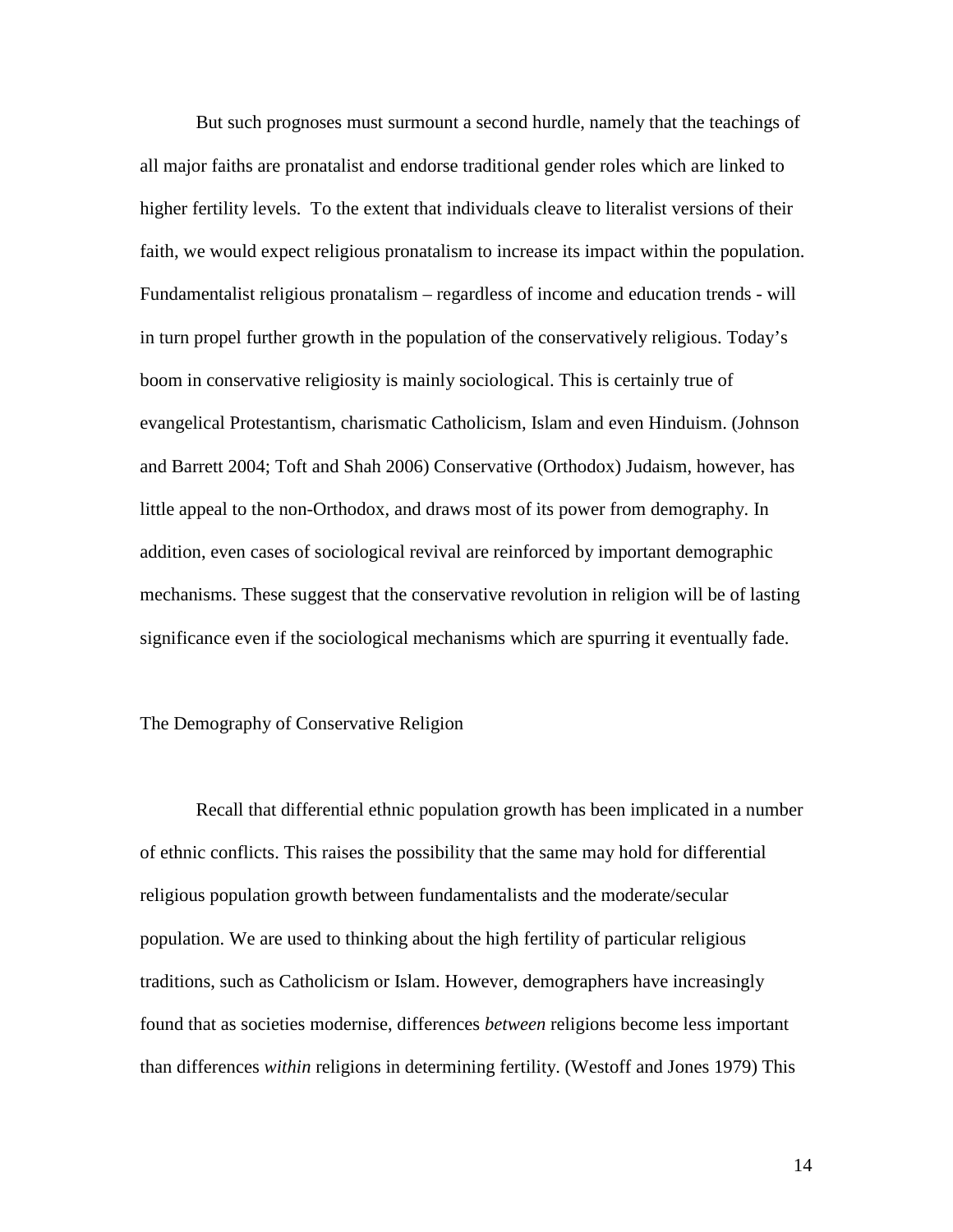But such prognoses must surmount a second hurdle, namely that the teachings of all major faiths are pronatalist and endorse traditional gender roles which are linked to higher fertility levels. To the extent that individuals cleave to literalist versions of their faith, we would expect religious pronatalism to increase its impact within the population. Fundamentalist religious pronatalism – regardless of income and education trends - will in turn propel further growth in the population of the conservatively religious. Today's boom in conservative religiosity is mainly sociological. This is certainly true of evangelical Protestantism, charismatic Catholicism, Islam and even Hinduism. (Johnson and Barrett 2004; Toft and Shah 2006) Conservative (Orthodox) Judaism, however, has little appeal to the non-Orthodox, and draws most of its power from demography. In addition, even cases of sociological revival are reinforced by important demographic mechanisms. These suggest that the conservative revolution in religion will be of lasting significance even if the sociological mechanisms which are spurring it eventually fade.

## The Demography of Conservative Religion

Recall that differential ethnic population growth has been implicated in a number of ethnic conflicts. This raises the possibility that the same may hold for differential religious population growth between fundamentalists and the moderate/secular population. We are used to thinking about the high fertility of particular religious traditions, such as Catholicism or Islam. However, demographers have increasingly found that as societies modernise, differences *between* religions become less important than differences *within* religions in determining fertility. (Westoff and Jones 1979) This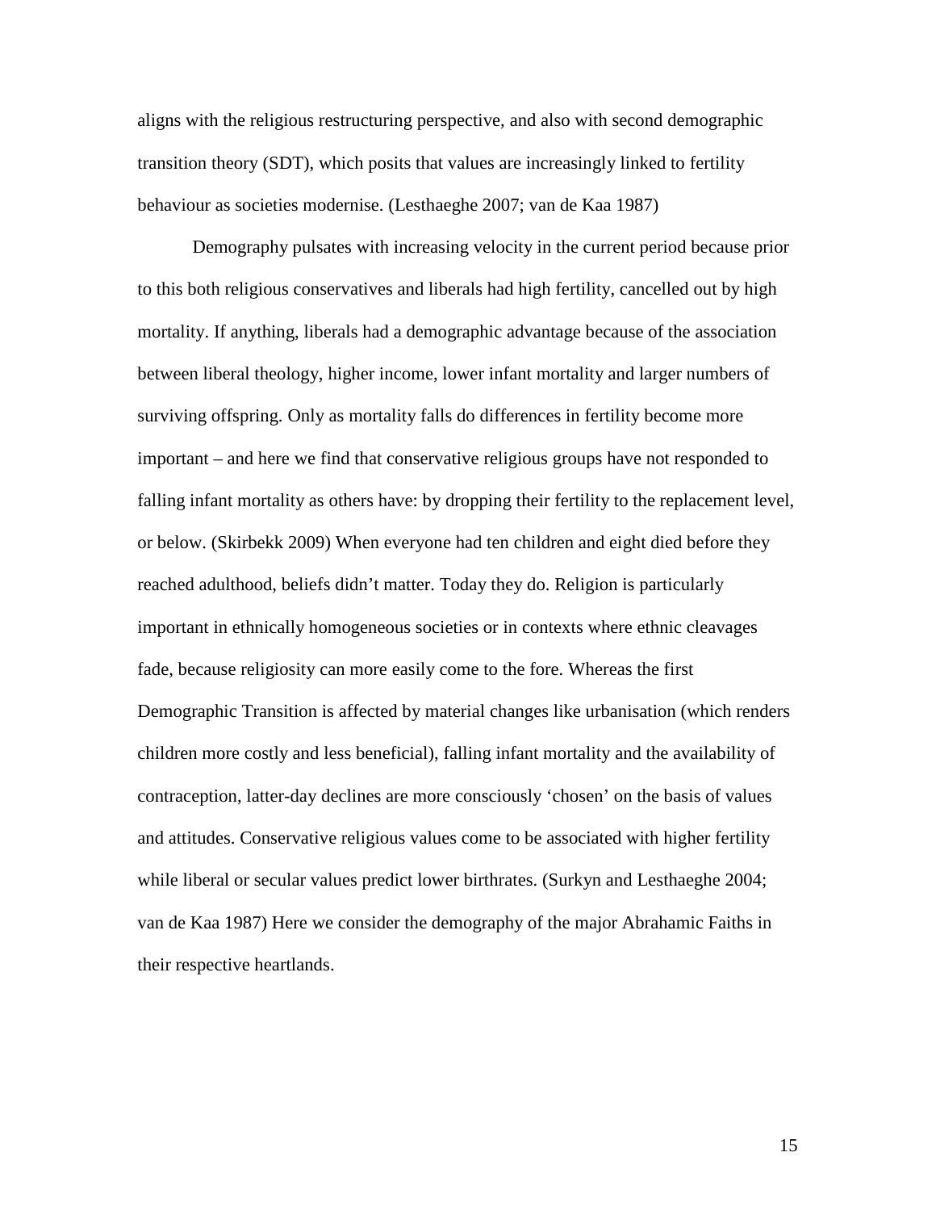aligns with the religious restructuring perspective, and also with second demographic transition theory (SDT), which posits that values are increasingly linked to fertility behaviour as societies modernise. (Lesthaeghe 2007; van de Kaa 1987)

Demography pulsates with increasing velocity in the current period because prior to this both religious conservatives and liberals had high fertility, cancelled out by high mortality. If anything, liberals had a demographic advantage because of the association between liberal theology, higher income, lower infant mortality and larger numbers of surviving offspring. Only as mortality falls do differences in fertility become more important – and here we find that conservative religious groups have not responded to falling infant mortality as others have: by dropping their fertility to the replacement level, or below. (Skirbekk 2009) When everyone had ten children and eight died before they reached adulthood, beliefs didn't matter. Today they do. Religion is particularly important in ethnically homogeneous societies or in contexts where ethnic cleavages fade, because religiosity can more easily come to the fore. Whereas the first Demographic Transition is affected by material changes like urbanisation (which renders children more costly and less beneficial), falling infant mortality and the availability of contraception, latter-day declines are more consciously 'chosen' on the basis of values and attitudes. Conservative religious values come to be associated with higher fertility while liberal or secular values predict lower birthrates. (Surkyn and Lesthaeghe 2004; van de Kaa 1987) Here we consider the demography of the major Abrahamic Faiths in their respective heartlands.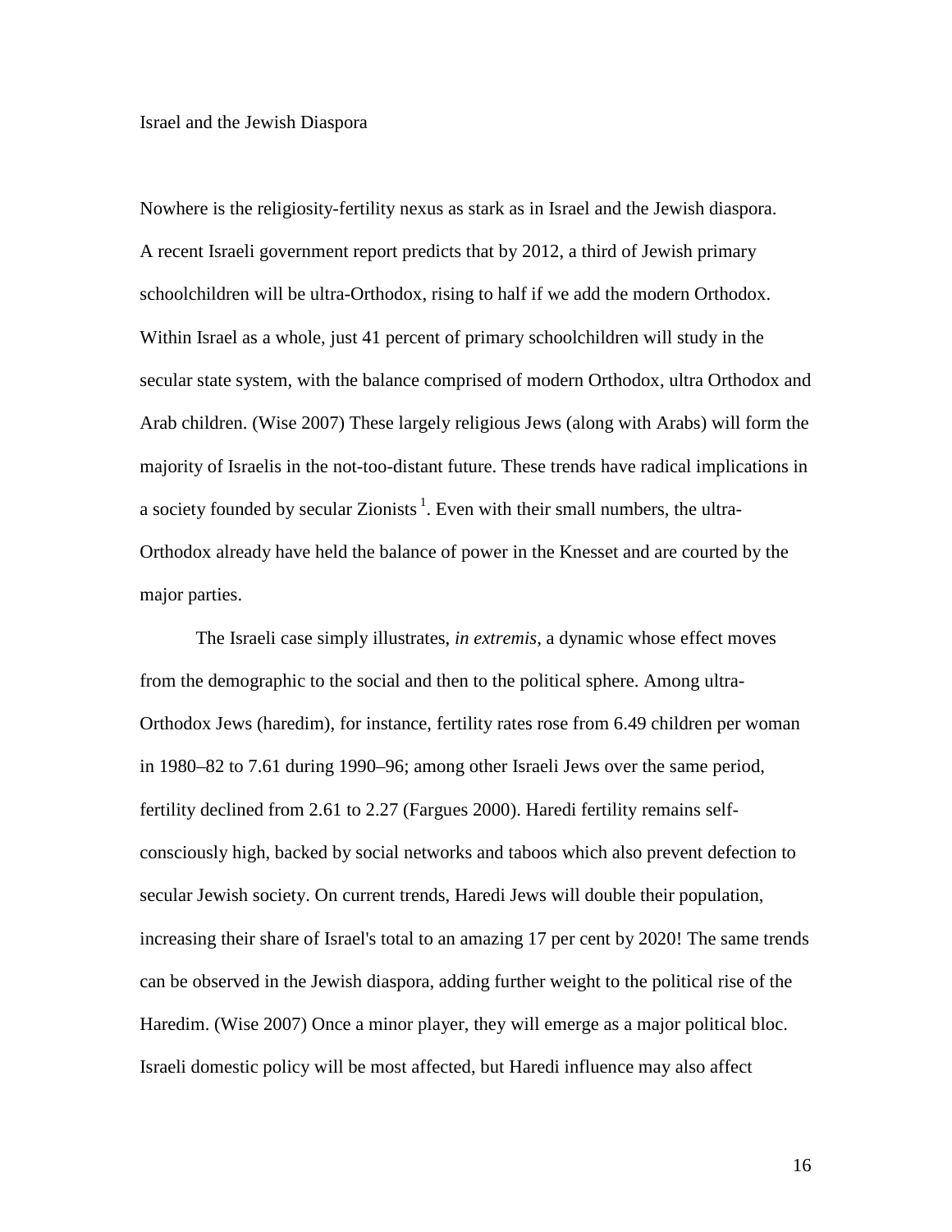## Israel and the Jewish Diaspora

Nowhere is the religiosity-fertility nexus as stark as in Israel and the Jewish diaspora. A recent Israeli government report predicts that by 2012, a third of Jewish primary schoolchildren will be ultra-Orthodox, rising to half if we add the modern Orthodox. Within Israel as a whole, just 41 percent of primary schoolchildren will study in the secular state system, with the balance comprised of modern Orthodox, ultra Orthodox and Arab children. (Wise 2007) These largely religious Jews (along with Arabs) will form the majority of Israelis in the not-too-distant future. These trends have radical implications in a society founded by secular Zionists [1]. Even with their small numbers, the ultra-Orthodox already have held the balance of power in the Knesset and are courted by the major parties.

The Israeli case simply illustrates, *in extremis*, a dynamic whose effect moves from the demographic to the social and then to the political sphere. Among ultra-Orthodox Jews (haredim), for instance, fertility rates rose from 6.49 children per woman in 1980–82 to 7.61 during 1990–96; among other Israeli Jews over the same period, fertility declined from 2.61 to 2.27 (Fargues 2000). Haredi fertility remains self-consciously high, backed by social networks and taboos which also prevent defection to secular Jewish society. On current trends, Haredi Jews will double their population, increasing their share of Israel's total to an amazing 17 per cent by 2020! The same trends can be observed in the Jewish diaspora, adding further weight to the political rise of the Haredim. (Wise 2007) Once a minor player, they will emerge as a major political bloc. Israeli domestic policy will be most affected, but Haredi influence may also affect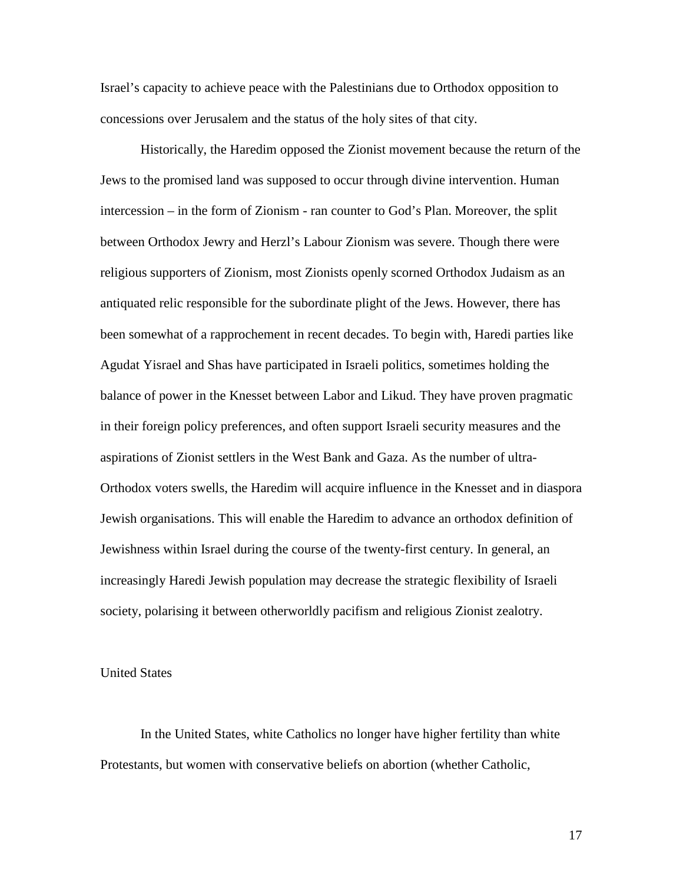Israel's capacity to achieve peace with the Palestinians due to Orthodox opposition to concessions over Jerusalem and the status of the holy sites of that city.

Historically, the Haredim opposed the Zionist movement because the return of the Jews to the promised land was supposed to occur through divine intervention. Human intercession – in the form of Zionism - ran counter to God's Plan. Moreover, the split between Orthodox Jewry and Herzl's Labour Zionism was severe. Though there were religious supporters of Zionism, most Zionists openly scorned Orthodox Judaism as an antiquated relic responsible for the subordinate plight of the Jews. However, there has been somewhat of a rapprochement in recent decades. To begin with, Haredi parties like Agudat Yisrael and Shas have participated in Israeli politics, sometimes holding the balance of power in the Knesset between Labor and Likud. They have proven pragmatic in their foreign policy preferences, and often support Israeli security measures and the aspirations of Zionist settlers in the West Bank and Gaza. As the number of ultra-Orthodox voters swells, the Haredim will acquire influence in the Knesset and in diaspora Jewish organisations. This will enable the Haredim to advance an orthodox definition of Jewishness within Israel during the course of the twenty-first century. In general, an increasingly Haredi Jewish population may decrease the strategic flexibility of Israeli society, polarising it between otherworldly pacifism and religious Zionist zealotry.

## United States

In the United States, white Catholics no longer have higher fertility than white Protestants, but women with conservative beliefs on abortion (whether Catholic,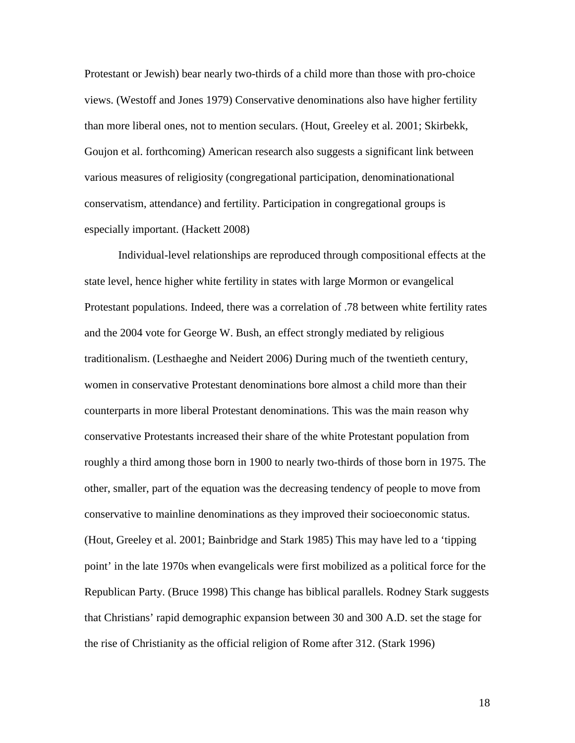Protestant or Jewish) bear nearly two-thirds of a child more than those with pro-choice views. (Westoff and Jones 1979) Conservative denominations also have higher fertility than more liberal ones, not to mention seculars. (Hout, Greeley et al. 2001; Skirbekk, Goujon et al. forthcoming) American research also suggests a significant link between various measures of religiosity (congregational participation, denominationational conservatism, attendance) and fertility. Participation in congregational groups is especially important. (Hackett 2008)

Individual-level relationships are reproduced through compositional effects at the state level, hence higher white fertility in states with large Mormon or evangelical Protestant populations. Indeed, there was a correlation of .78 between white fertility rates and the 2004 vote for George W. Bush, an effect strongly mediated by religious traditionalism. (Lesthaeghe and Neidert 2006) During much of the twentieth century, women in conservative Protestant denominations bore almost a child more than their counterparts in more liberal Protestant denominations. This was the main reason why conservative Protestants increased their share of the white Protestant population from roughly a third among those born in 1900 to nearly two-thirds of those born in 1975. The other, smaller, part of the equation was the decreasing tendency of people to move from conservative to mainline denominations as they improved their socioeconomic status. (Hout, Greeley et al. 2001; Bainbridge and Stark 1985) This may have led to a 'tipping point' in the late 1970s when evangelicals were first mobilized as a political force for the Republican Party. (Bruce 1998) This change has biblical parallels. Rodney Stark suggests that Christians' rapid demographic expansion between 30 and 300 A.D. set the stage for the rise of Christianity as the official religion of Rome after 312. (Stark 1996)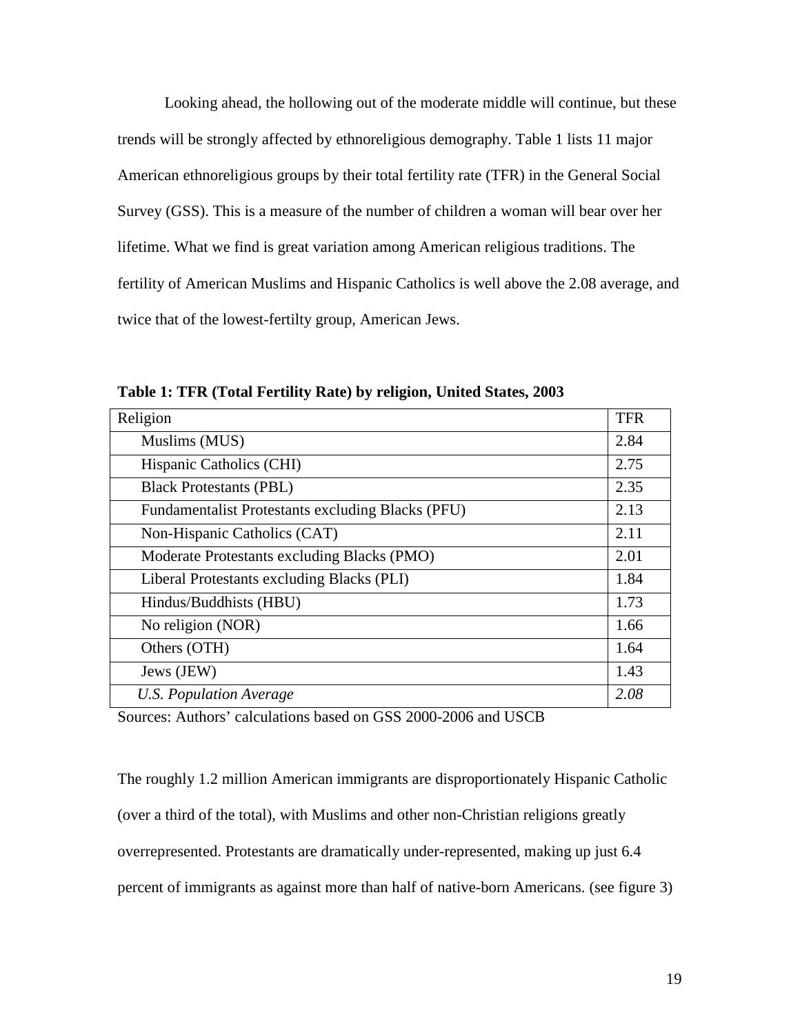Looking ahead, the hollowing out of the moderate middle will continue, but these trends will be strongly affected by ethnoreligious demography. Table 1 lists 11 major American ethnoreligious groups by their total fertility rate (TFR) in the General Social Survey (GSS). This is a measure of the number of children a woman will bear over her lifetime. What we find is great variation among American religious traditions. The fertility of American Muslims and Hispanic Catholics is well above the 2.08 average, and twice that of the lowest-fertilty group, American Jews.

**Table 1: TFR (Total Fertility Rate) by religion, United States, 2003**

| Religion | TFR |
|---|---|
| Muslims (MUS) | 2.84 |
| Hispanic Catholics (CHI) | 2.75 |
| Black Protestants (PBL) | 2.35 |
| Fundamentalist Protestants excluding Blacks (PFU) | 2.13 |
| Non-Hispanic Catholics (CAT) | 2.11 |
| Moderate Protestants excluding Blacks (PMO) | 2.01 |
| Liberal Protestants excluding Blacks (PLI) | 1.84 |
| Hindus/Buddhists (HBU) | 1.73 |
| No religion (NOR) | 1.66 |
| Others (OTH) | 1.64 |
| Jews (JEW) | 1.43 |
| *U.S. Population Average* | *2.08* |

Sources: Authors' calculations based on GSS 2000-2006 and USCB

The roughly 1.2 million American immigrants are disproportionately Hispanic Catholic (over a third of the total), with Muslims and other non-Christian religions greatly overrepresented. Protestants are dramatically under-represented, making up just 6.4 percent of immigrants as against more than half of native-born Americans. (see figure 3)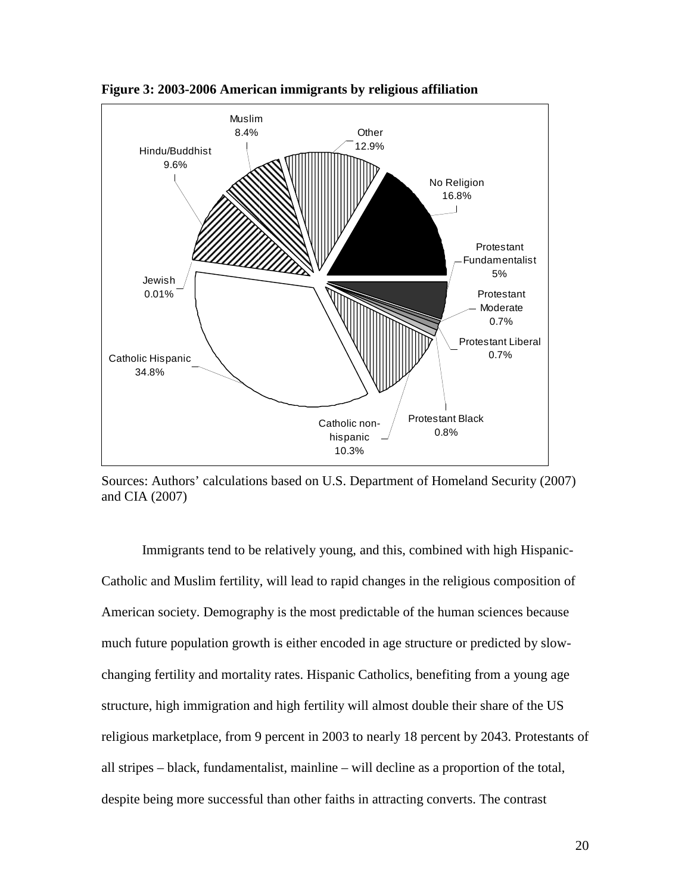**Figure 3: 2003-2006 American immigrants by religious affiliation**

| Religious affiliation | Share |
| --- | --- |
| Catholic Hispanic | 34.8% |
| No Religion | 16.8% |
| Other | 12.9% |
| Catholic non-hispanic | 10.3% |
| Hindu/Buddhist | 9.6% |
| Muslim | 8.4% |
| Protestant Fundamentalist | 5% |
| Protestant Black | 0.8% |
| Protestant Moderate | 0.7% |
| Protestant Liberal | 0.7% |
| Jewish | 0.01% |

Sources: Authors' calculations based on U.S. Department of Homeland Security (2007) and CIA (2007)

Immigrants tend to be relatively young, and this, combined with high Hispanic-Catholic and Muslim fertility, will lead to rapid changes in the religious composition of American society. Demography is the most predictable of the human sciences because much future population growth is either encoded in age structure or predicted by slow-changing fertility and mortality rates. Hispanic Catholics, benefiting from a young age structure, high immigration and high fertility will almost double their share of the US religious marketplace, from 9 percent in 2003 to nearly 18 percent by 2043. Protestants of all stripes – black, fundamentalist, mainline – will decline as a proportion of the total, despite being more successful than other faiths in attracting converts. The contrast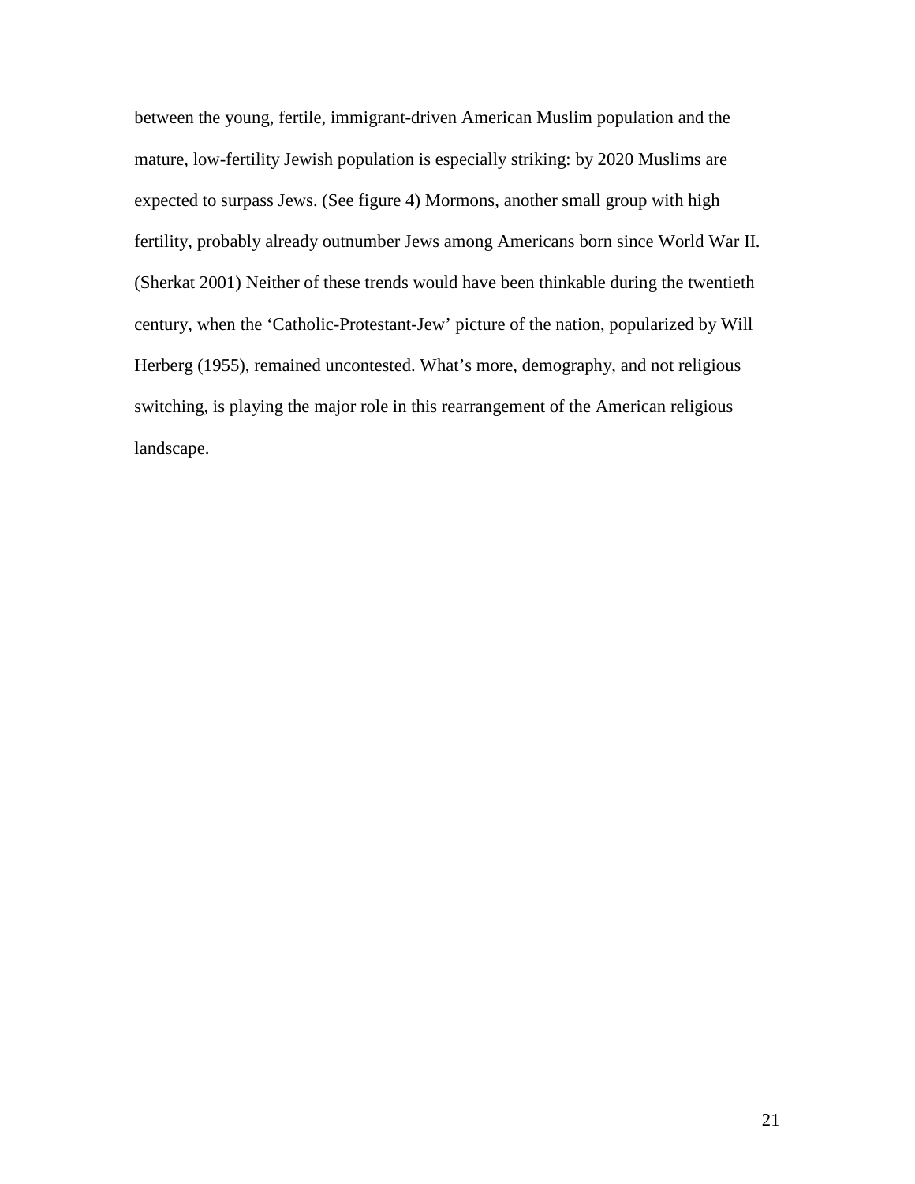between the young, fertile, immigrant-driven American Muslim population and the mature, low-fertility Jewish population is especially striking: by 2020 Muslims are expected to surpass Jews. (See figure 4) Mormons, another small group with high fertility, probably already outnumber Jews among Americans born since World War II. (Sherkat 2001) Neither of these trends would have been thinkable during the twentieth century, when the 'Catholic-Protestant-Jew' picture of the nation, popularized by Will Herberg (1955), remained uncontested. What's more, demography, and not religious switching, is playing the major role in this rearrangement of the American religious landscape.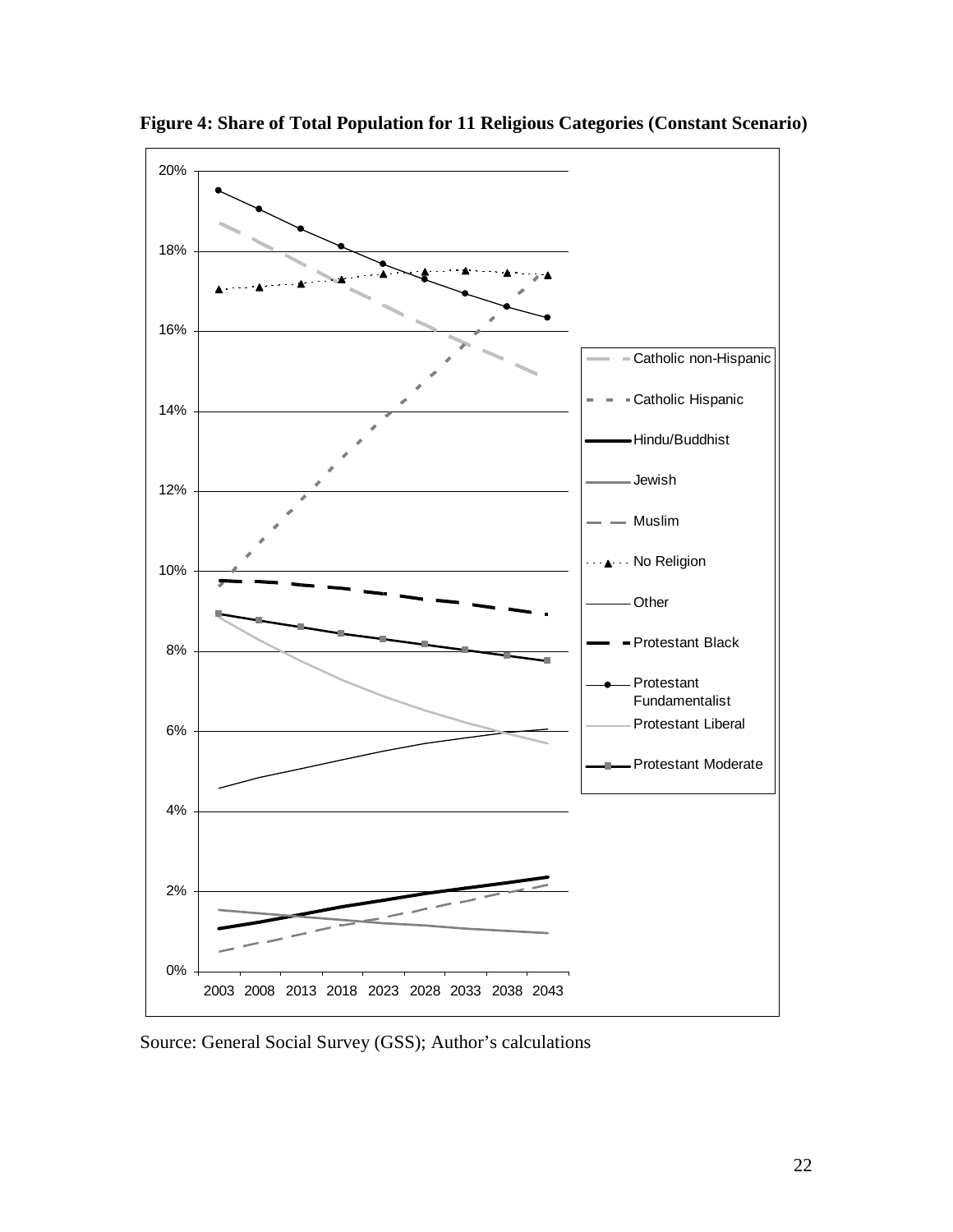**Figure 4: Share of Total Population for 11 Religious Categories (Constant Scenario)**

Source: General Social Survey (GSS); Author's calculations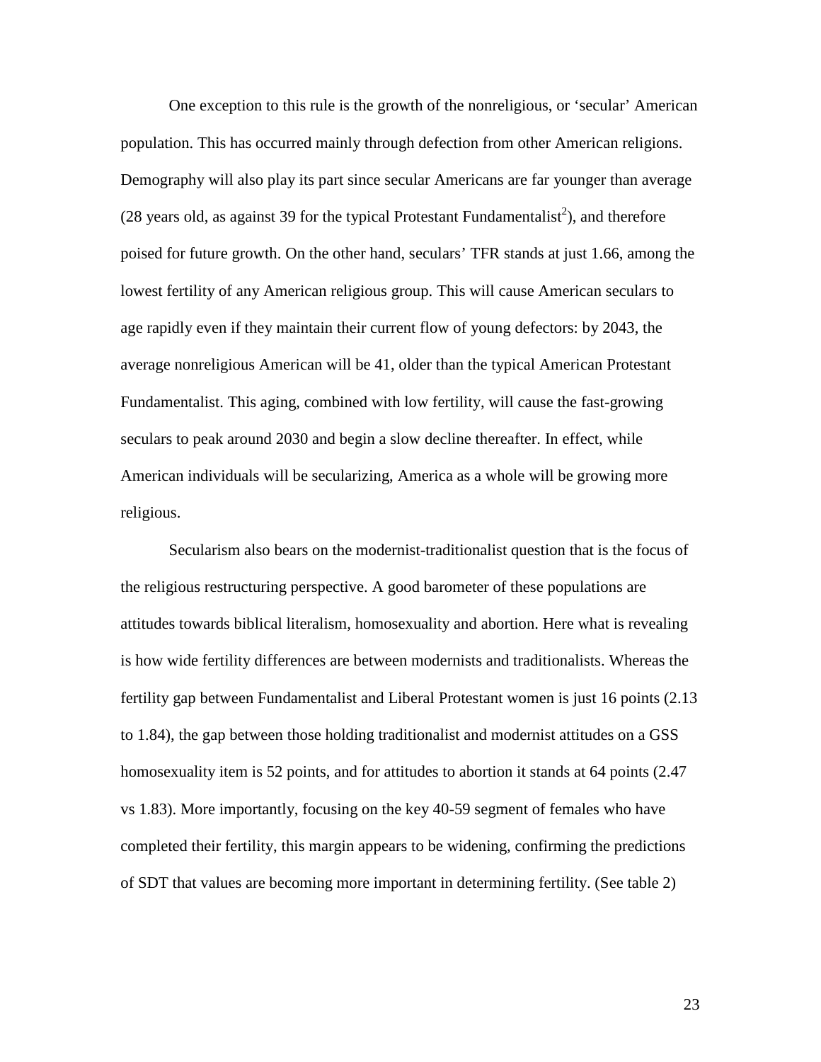One exception to this rule is the growth of the nonreligious, or 'secular' American population. This has occurred mainly through defection from other American religions. Demography will also play its part since secular Americans are far younger than average (28 years old, as against 39 for the typical Protestant Fundamentalist[2]), and therefore poised for future growth. On the other hand, seculars' TFR stands at just 1.66, among the lowest fertility of any American religious group. This will cause American seculars to age rapidly even if they maintain their current flow of young defectors: by 2043, the average nonreligious American will be 41, older than the typical American Protestant Fundamentalist. This aging, combined with low fertility, will cause the fast-growing seculars to peak around 2030 and begin a slow decline thereafter. In effect, while American individuals will be secularizing, America as a whole will be growing more religious.

Secularism also bears on the modernist-traditionalist question that is the focus of the religious restructuring perspective. A good barometer of these populations are attitudes towards biblical literalism, homosexuality and abortion. Here what is revealing is how wide fertility differences are between modernists and traditionalists. Whereas the fertility gap between Fundamentalist and Liberal Protestant women is just 16 points (2.13 to 1.84), the gap between those holding traditionalist and modernist attitudes on a GSS homosexuality item is 52 points, and for attitudes to abortion it stands at 64 points (2.47 vs 1.83). More importantly, focusing on the key 40-59 segment of females who have completed their fertility, this margin appears to be widening, confirming the predictions of SDT that values are becoming more important in determining fertility. (See table 2)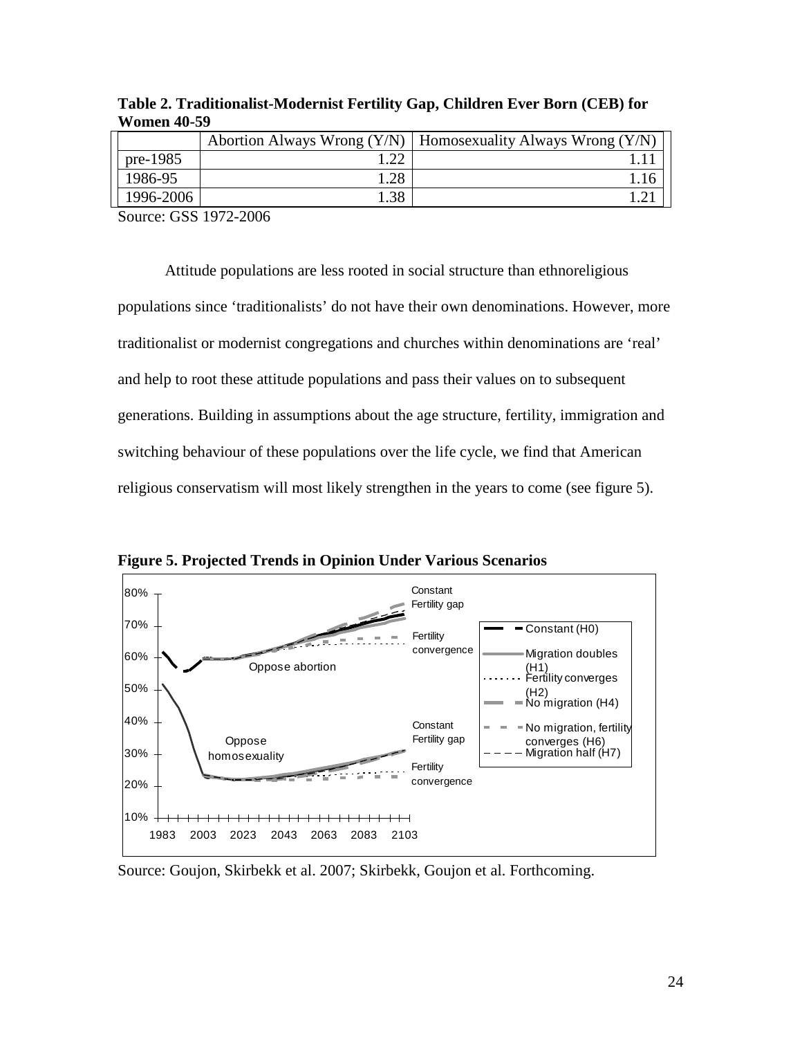**Table 2. Traditionalist-Modernist Fertility Gap, Children Ever Born (CEB) for Women 40-59**

| | Abortion Always Wrong (Y/N) | Homosexuality Always Wrong (Y/N) |
|---|---|---|
| pre-1985 | 1.22 | 1.11 |
| 1986-95 | 1.28 | 1.16 |
| 1996-2006 | 1.38 | 1.21 |

Source: GSS 1972-2006

Attitude populations are less rooted in social structure than ethnoreligious populations since 'traditionalists' do not have their own denominations. However, more traditionalist or modernist congregations and churches within denominations are 'real' and help to root these attitude populations and pass their values on to subsequent generations. Building in assumptions about the age structure, fertility, immigration and switching behaviour of these populations over the life cycle, we find that American religious conservatism will most likely strengthen in the years to come (see figure 5).

**Figure 5. Projected Trends in Opinion Under Various Scenarios**

Source: Goujon, Skirbekk et al. 2007; Skirbekk, Goujon et al. Forthcoming.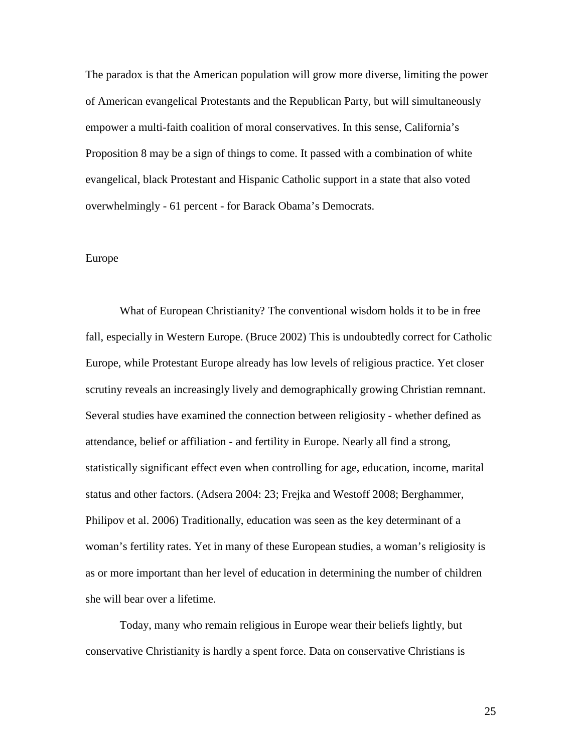The paradox is that the American population will grow more diverse, limiting the power of American evangelical Protestants and the Republican Party, but will simultaneously empower a multi-faith coalition of moral conservatives. In this sense, California's Proposition 8 may be a sign of things to come. It passed with a combination of white evangelical, black Protestant and Hispanic Catholic support in a state that also voted overwhelmingly - 61 percent - for Barack Obama's Democrats.

## Europe

What of European Christianity? The conventional wisdom holds it to be in free fall, especially in Western Europe. (Bruce 2002) This is undoubtedly correct for Catholic Europe, while Protestant Europe already has low levels of religious practice. Yet closer scrutiny reveals an increasingly lively and demographically growing Christian remnant. Several studies have examined the connection between religiosity - whether defined as attendance, belief or affiliation - and fertility in Europe. Nearly all find a strong, statistically significant effect even when controlling for age, education, income, marital status and other factors. (Adsera 2004: 23; Frejka and Westoff 2008; Berghammer, Philipov et al. 2006) Traditionally, education was seen as the key determinant of a woman's fertility rates. Yet in many of these European studies, a woman's religiosity is as or more important than her level of education in determining the number of children she will bear over a lifetime.

Today, many who remain religious in Europe wear their beliefs lightly, but conservative Christianity is hardly a spent force. Data on conservative Christians is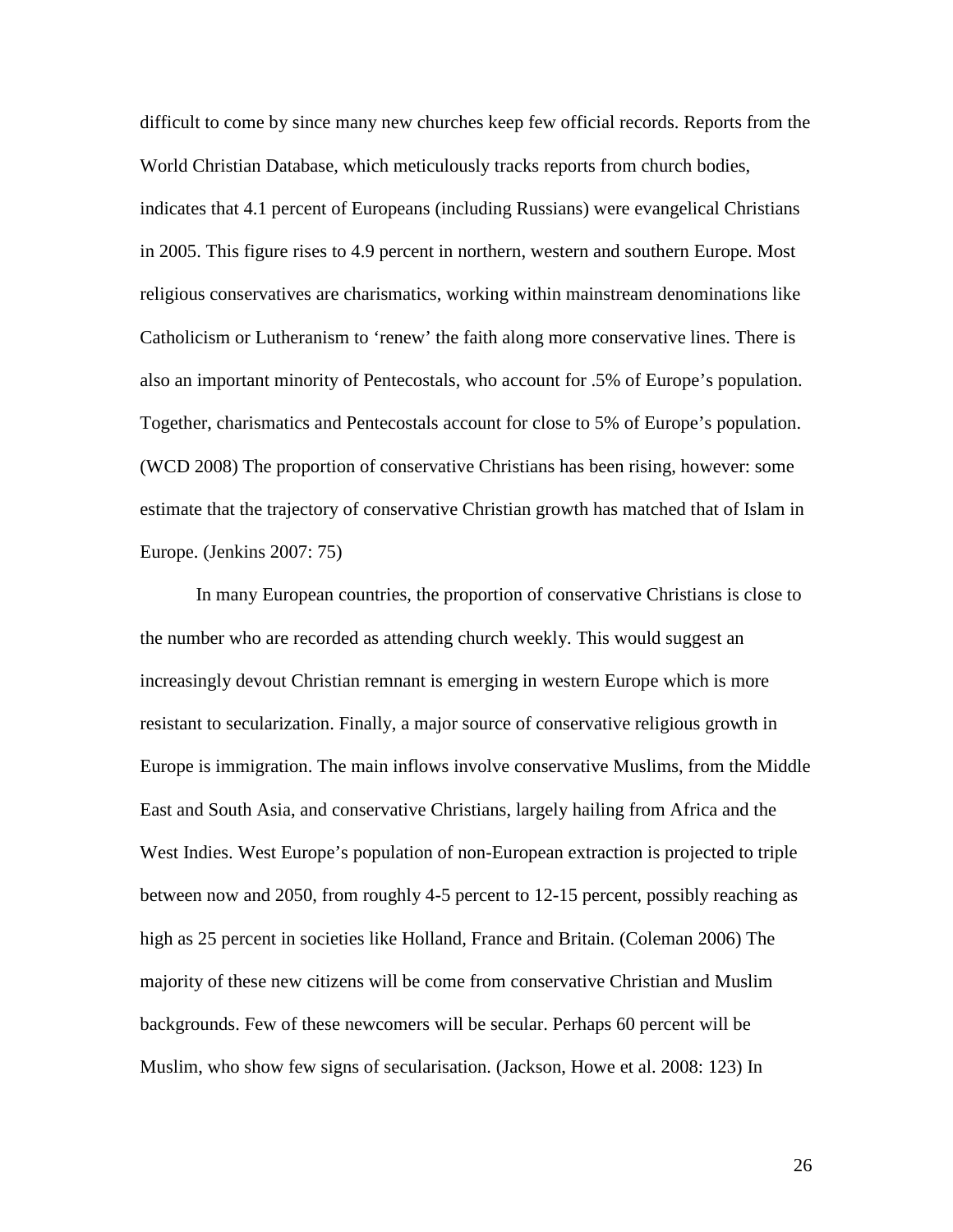difficult to come by since many new churches keep few official records. Reports from the World Christian Database, which meticulously tracks reports from church bodies, indicates that 4.1 percent of Europeans (including Russians) were evangelical Christians in 2005. This figure rises to 4.9 percent in northern, western and southern Europe. Most religious conservatives are charismatics, working within mainstream denominations like Catholicism or Lutheranism to 'renew' the faith along more conservative lines. There is also an important minority of Pentecostals, who account for .5% of Europe's population. Together, charismatics and Pentecostals account for close to 5% of Europe's population. (WCD 2008) The proportion of conservative Christians has been rising, however: some estimate that the trajectory of conservative Christian growth has matched that of Islam in Europe. (Jenkins 2007: 75)

In many European countries, the proportion of conservative Christians is close to the number who are recorded as attending church weekly. This would suggest an increasingly devout Christian remnant is emerging in western Europe which is more resistant to secularization. Finally, a major source of conservative religious growth in Europe is immigration. The main inflows involve conservative Muslims, from the Middle East and South Asia, and conservative Christians, largely hailing from Africa and the West Indies. West Europe's population of non-European extraction is projected to triple between now and 2050, from roughly 4-5 percent to 12-15 percent, possibly reaching as high as 25 percent in societies like Holland, France and Britain. (Coleman 2006) The majority of these new citizens will be come from conservative Christian and Muslim backgrounds. Few of these newcomers will be secular. Perhaps 60 percent will be Muslim, who show few signs of secularisation. (Jackson, Howe et al. 2008: 123) In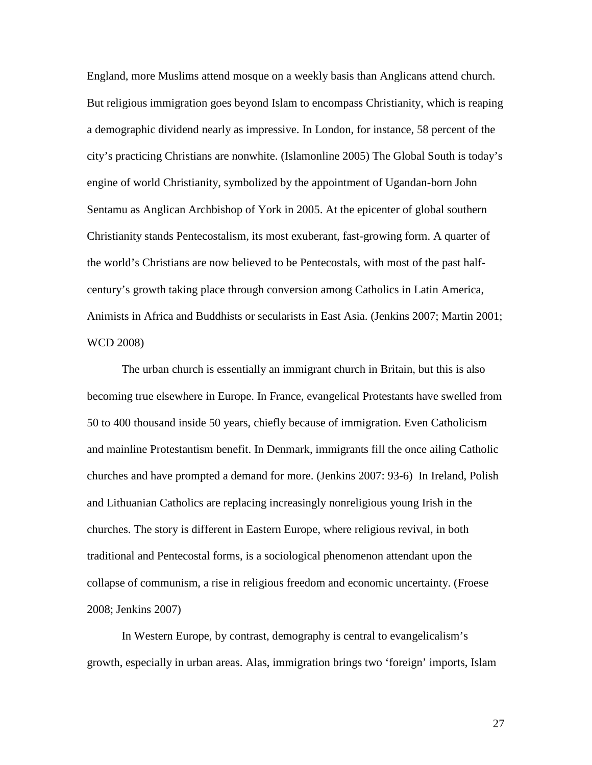England, more Muslims attend mosque on a weekly basis than Anglicans attend church. But religious immigration goes beyond Islam to encompass Christianity, which is reaping a demographic dividend nearly as impressive. In London, for instance, 58 percent of the city's practicing Christians are nonwhite. (Islamonline 2005) The Global South is today's engine of world Christianity, symbolized by the appointment of Ugandan-born John Sentamu as Anglican Archbishop of York in 2005. At the epicenter of global southern Christianity stands Pentecostalism, its most exuberant, fast-growing form. A quarter of the world's Christians are now believed to be Pentecostals, with most of the past half-century's growth taking place through conversion among Catholics in Latin America, Animists in Africa and Buddhists or secularists in East Asia. (Jenkins 2007; Martin 2001; WCD 2008)

The urban church is essentially an immigrant church in Britain, but this is also becoming true elsewhere in Europe. In France, evangelical Protestants have swelled from 50 to 400 thousand inside 50 years, chiefly because of immigration. Even Catholicism and mainline Protestantism benefit. In Denmark, immigrants fill the once ailing Catholic churches and have prompted a demand for more. (Jenkins 2007: 93-6) In Ireland, Polish and Lithuanian Catholics are replacing increasingly nonreligious young Irish in the churches. The story is different in Eastern Europe, where religious revival, in both traditional and Pentecostal forms, is a sociological phenomenon attendant upon the collapse of communism, a rise in religious freedom and economic uncertainty. (Froese 2008; Jenkins 2007)

In Western Europe, by contrast, demography is central to evangelicalism's growth, especially in urban areas. Alas, immigration brings two 'foreign' imports, Islam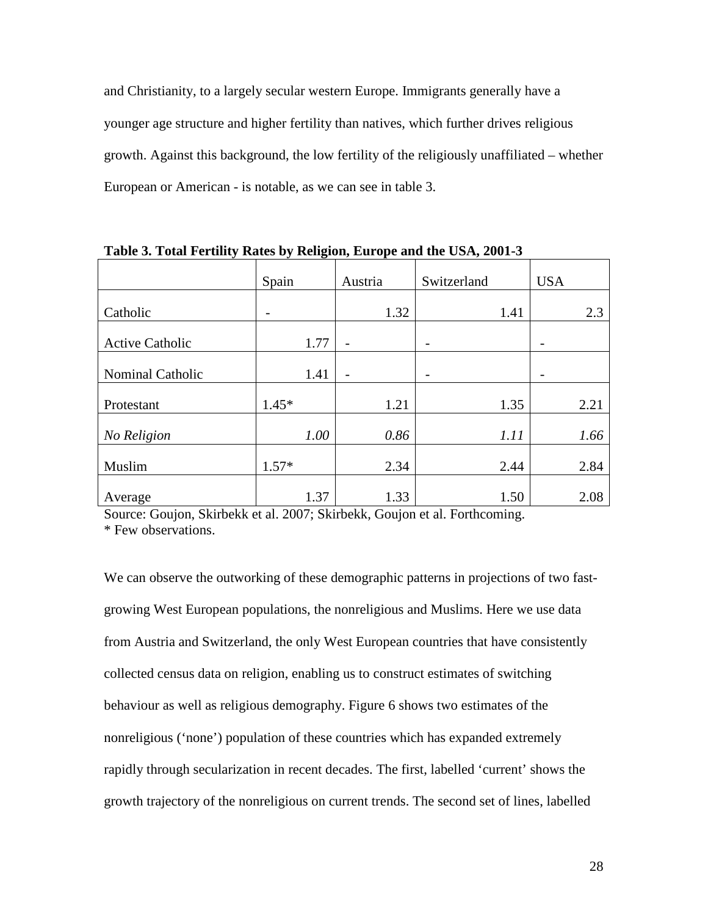and Christianity, to a largely secular western Europe. Immigrants generally have a younger age structure and higher fertility than natives, which further drives religious growth. Against this background, the low fertility of the religiously unaffiliated – whether European or American - is notable, as we can see in table 3.

**Table 3. Total Fertility Rates by Religion, Europe and the USA, 2001-3**

| | Spain | Austria | Switzerland | USA |
|---|---|---|---|---|
| Catholic | - | 1.32 | 1.41 | 2.3 |
| Active Catholic | 1.77 | - | - | - |
| Nominal Catholic | 1.41 | - | - | - |
| Protestant | 1.45* | 1.21 | 1.35 | 2.21 |
| *No Religion* | *1.00* | *0.86* | *1.11* | *1.66* |
| Muslim | 1.57* | 2.34 | 2.44 | 2.84 |
| Average | 1.37 | 1.33 | 1.50 | 2.08 |

Source: Goujon, Skirbekk et al. 2007; Skirbekk, Goujon et al. Forthcoming.
* Few observations.

We can observe the outworking of these demographic patterns in projections of two fast-growing West European populations, the nonreligious and Muslims. Here we use data from Austria and Switzerland, the only West European countries that have consistently collected census data on religion, enabling us to construct estimates of switching behaviour as well as religious demography. Figure 6 shows two estimates of the nonreligious ('none') population of these countries which has expanded extremely rapidly through secularization in recent decades. The first, labelled 'current' shows the growth trajectory of the nonreligious on current trends. The second set of lines, labelled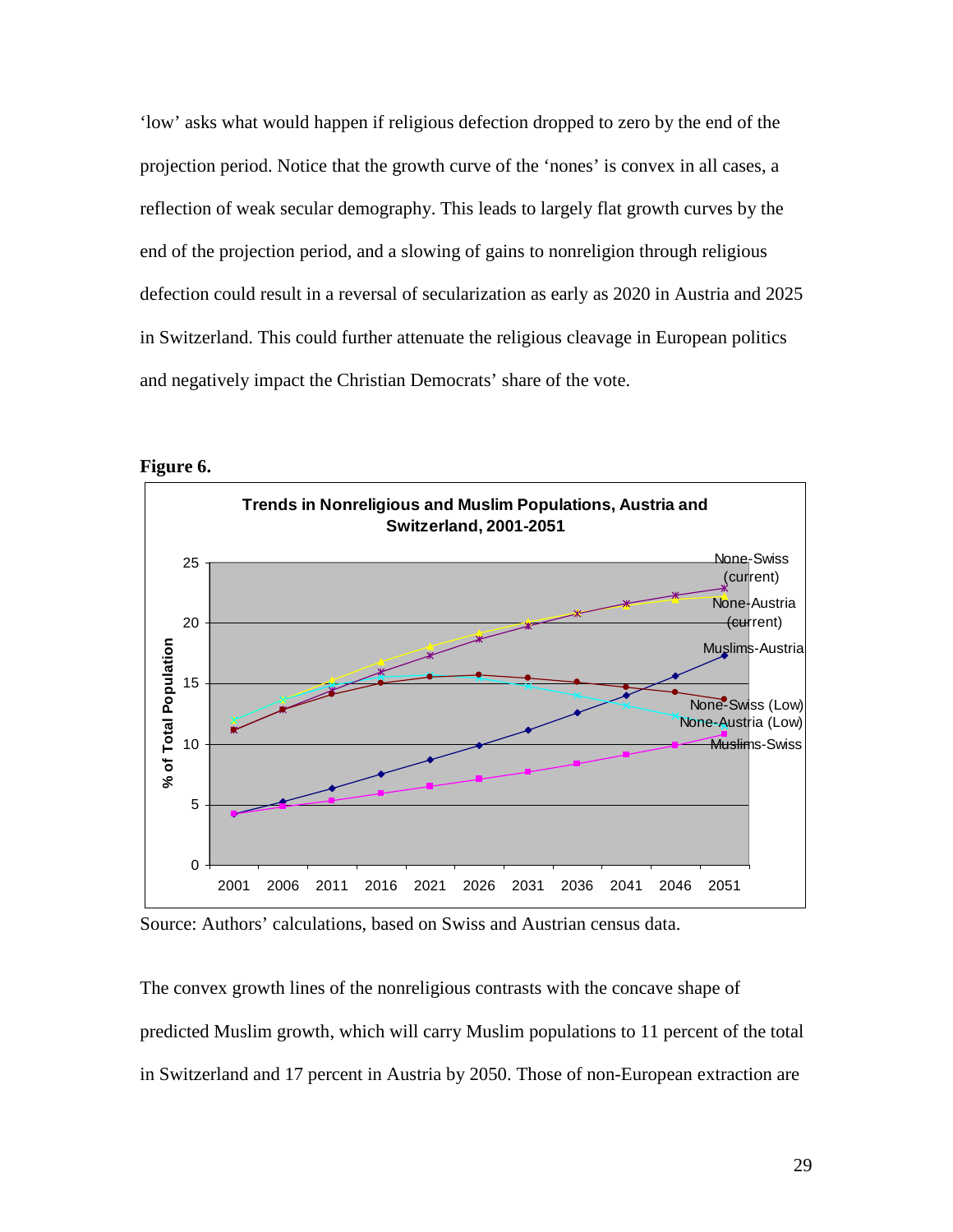'low' asks what would happen if religious defection dropped to zero by the end of the projection period. Notice that the growth curve of the 'nones' is convex in all cases, a reflection of weak secular demography. This leads to largely flat growth curves by the end of the projection period, and a slowing of gains to nonreligion through religious defection could result in a reversal of secularization as early as 2020 in Austria and 2025 in Switzerland. This could further attenuate the religious cleavage in European politics and negatively impact the Christian Democrats' share of the vote.

**Figure 6.**

Source: Authors' calculations, based on Swiss and Austrian census data.

The convex growth lines of the nonreligious contrasts with the concave shape of predicted Muslim growth, which will carry Muslim populations to 11 percent of the total in Switzerland and 17 percent in Austria by 2050. Those of non-European extraction are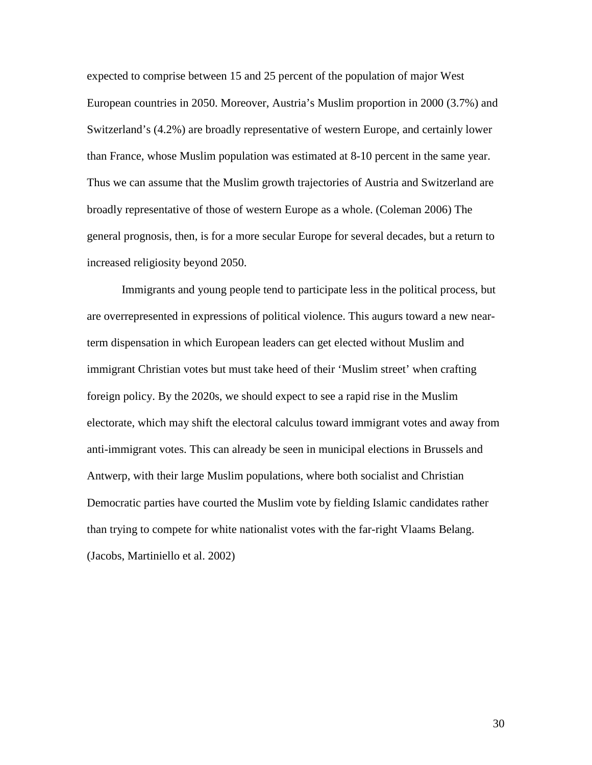expected to comprise between 15 and 25 percent of the population of major West European countries in 2050. Moreover, Austria's Muslim proportion in 2000 (3.7%) and Switzerland's (4.2%) are broadly representative of western Europe, and certainly lower than France, whose Muslim population was estimated at 8-10 percent in the same year. Thus we can assume that the Muslim growth trajectories of Austria and Switzerland are broadly representative of those of western Europe as a whole. (Coleman 2006) The general prognosis, then, is for a more secular Europe for several decades, but a return to increased religiosity beyond 2050.

Immigrants and young people tend to participate less in the political process, but are overrepresented in expressions of political violence. This augurs toward a new near-term dispensation in which European leaders can get elected without Muslim and immigrant Christian votes but must take heed of their 'Muslim street' when crafting foreign policy. By the 2020s, we should expect to see a rapid rise in the Muslim electorate, which may shift the electoral calculus toward immigrant votes and away from anti-immigrant votes. This can already be seen in municipal elections in Brussels and Antwerp, with their large Muslim populations, where both socialist and Christian Democratic parties have courted the Muslim vote by fielding Islamic candidates rather than trying to compete for white nationalist votes with the far-right Vlaams Belang. (Jacobs, Martiniello et al. 2002)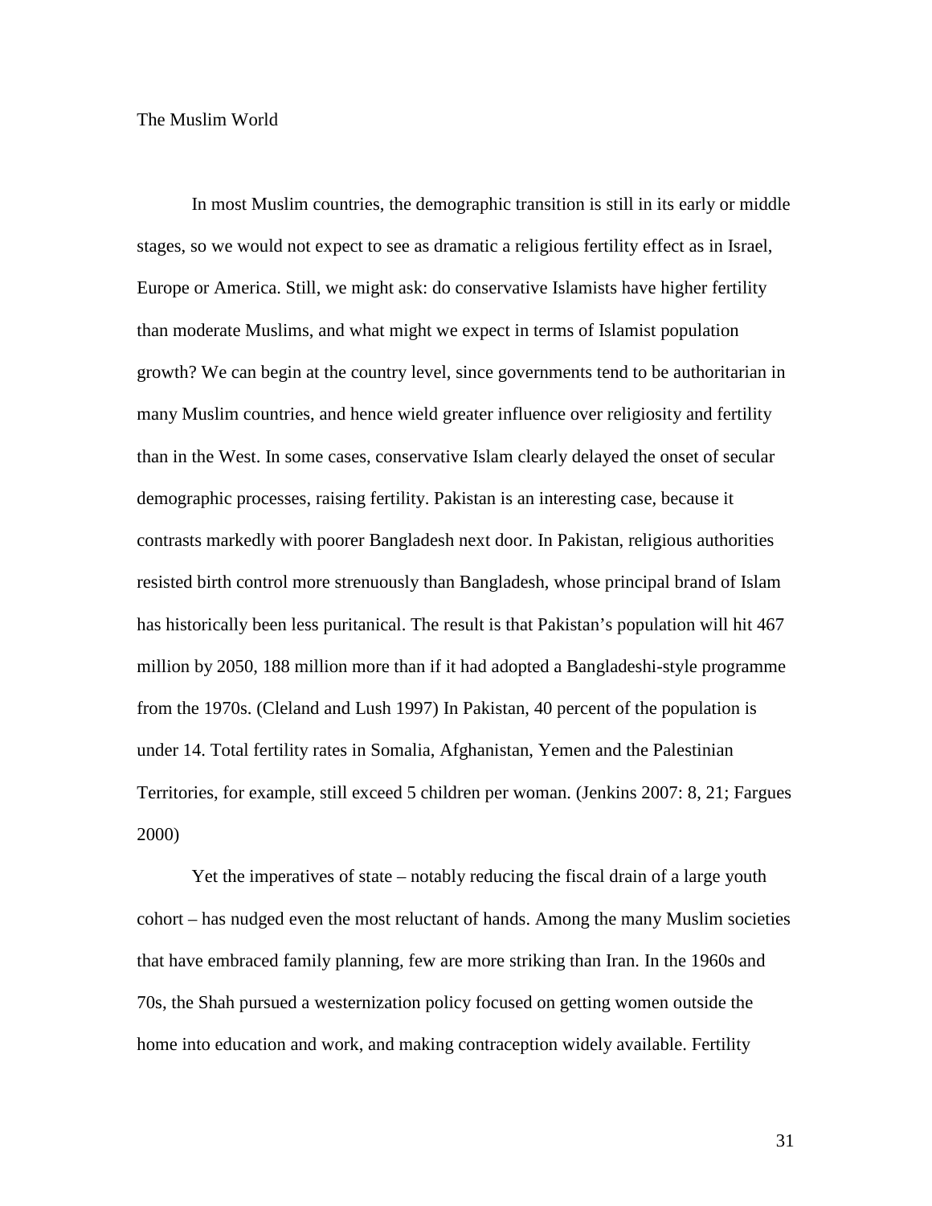## The Muslim World

In most Muslim countries, the demographic transition is still in its early or middle stages, so we would not expect to see as dramatic a religious fertility effect as in Israel, Europe or America. Still, we might ask: do conservative Islamists have higher fertility than moderate Muslims, and what might we expect in terms of Islamist population growth? We can begin at the country level, since governments tend to be authoritarian in many Muslim countries, and hence wield greater influence over religiosity and fertility than in the West. In some cases, conservative Islam clearly delayed the onset of secular demographic processes, raising fertility. Pakistan is an interesting case, because it contrasts markedly with poorer Bangladesh next door. In Pakistan, religious authorities resisted birth control more strenuously than Bangladesh, whose principal brand of Islam has historically been less puritanical. The result is that Pakistan's population will hit 467 million by 2050, 188 million more than if it had adopted a Bangladeshi-style programme from the 1970s. (Cleland and Lush 1997) In Pakistan, 40 percent of the population is under 14. Total fertility rates in Somalia, Afghanistan, Yemen and the Palestinian Territories, for example, still exceed 5 children per woman. (Jenkins 2007: 8, 21; Fargues 2000)

Yet the imperatives of state – notably reducing the fiscal drain of a large youth cohort – has nudged even the most reluctant of hands. Among the many Muslim societies that have embraced family planning, few are more striking than Iran. In the 1960s and 70s, the Shah pursued a westernization policy focused on getting women outside the home into education and work, and making contraception widely available. Fertility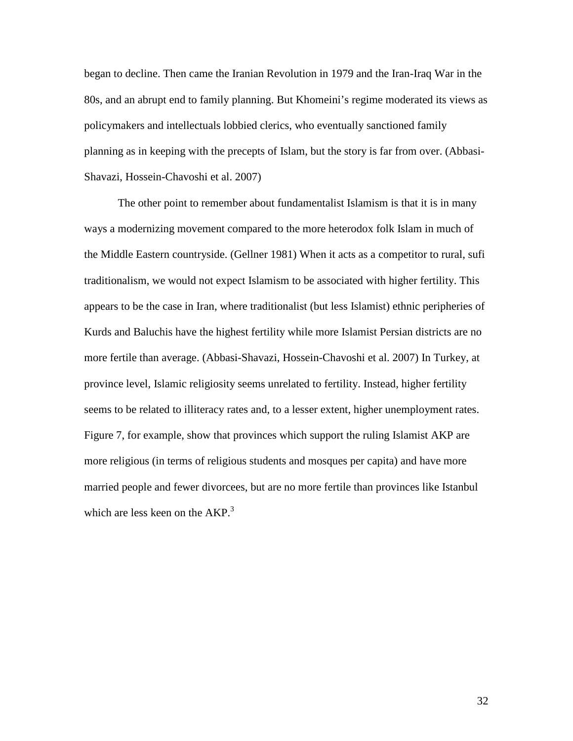began to decline. Then came the Iranian Revolution in 1979 and the Iran-Iraq War in the 80s, and an abrupt end to family planning. But Khomeini's regime moderated its views as policymakers and intellectuals lobbied clerics, who eventually sanctioned family planning as in keeping with the precepts of Islam, but the story is far from over. (Abbasi-Shavazi, Hossein-Chavoshi et al. 2007)

The other point to remember about fundamentalist Islamism is that it is in many ways a modernizing movement compared to the more heterodox folk Islam in much of the Middle Eastern countryside. (Gellner 1981) When it acts as a competitor to rural, sufi traditionalism, we would not expect Islamism to be associated with higher fertility. This appears to be the case in Iran, where traditionalist (but less Islamist) ethnic peripheries of Kurds and Baluchis have the highest fertility while more Islamist Persian districts are no more fertile than average. (Abbasi-Shavazi, Hossein-Chavoshi et al. 2007) In Turkey, at province level, Islamic religiosity seems unrelated to fertility. Instead, higher fertility seems to be related to illiteracy rates and, to a lesser extent, higher unemployment rates. Figure 7, for example, show that provinces which support the ruling Islamist AKP are more religious (in terms of religious students and mosques per capita) and have more married people and fewer divorcees, but are no more fertile than provinces like Istanbul which are less keen on the AKP.[3]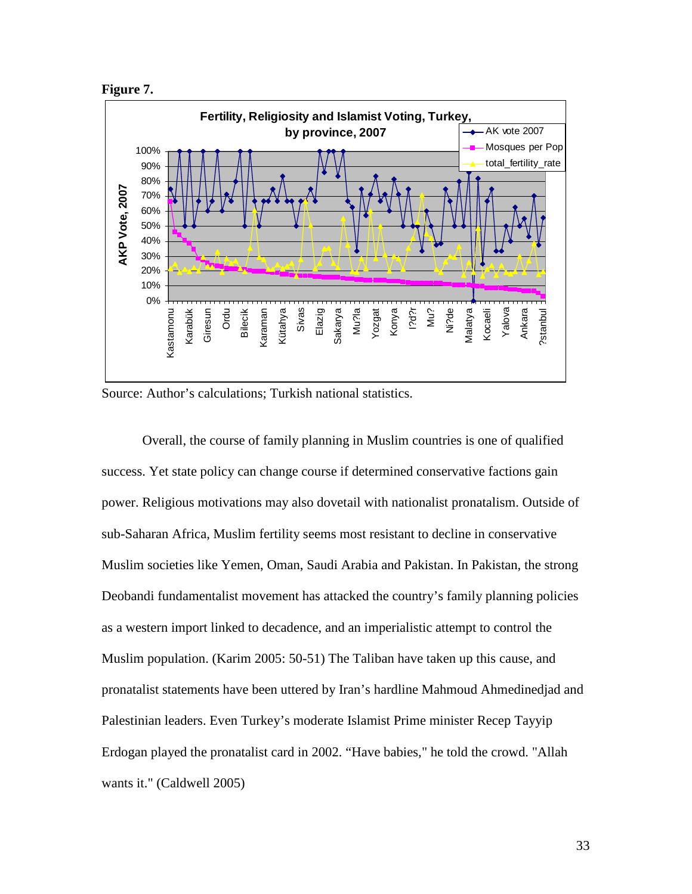**Figure 7.**

Source: Author's calculations; Turkish national statistics.

Overall, the course of family planning in Muslim countries is one of qualified success. Yet state policy can change course if determined conservative factions gain power. Religious motivations may also dovetail with nationalist pronatalism. Outside of sub-Saharan Africa, Muslim fertility seems most resistant to decline in conservative Muslim societies like Yemen, Oman, Saudi Arabia and Pakistan. In Pakistan, the strong Deobandi fundamentalist movement has attacked the country's family planning policies as a western import linked to decadence, and an imperialistic attempt to control the Muslim population. (Karim 2005: 50-51) The Taliban have taken up this cause, and pronatalist statements have been uttered by Iran's hardline Mahmoud Ahmedinedjad and Palestinian leaders. Even Turkey's moderate Islamist Prime minister Recep Tayyip Erdogan played the pronatalist card in 2002. "Have babies," he told the crowd. "Allah wants it." (Caldwell 2005)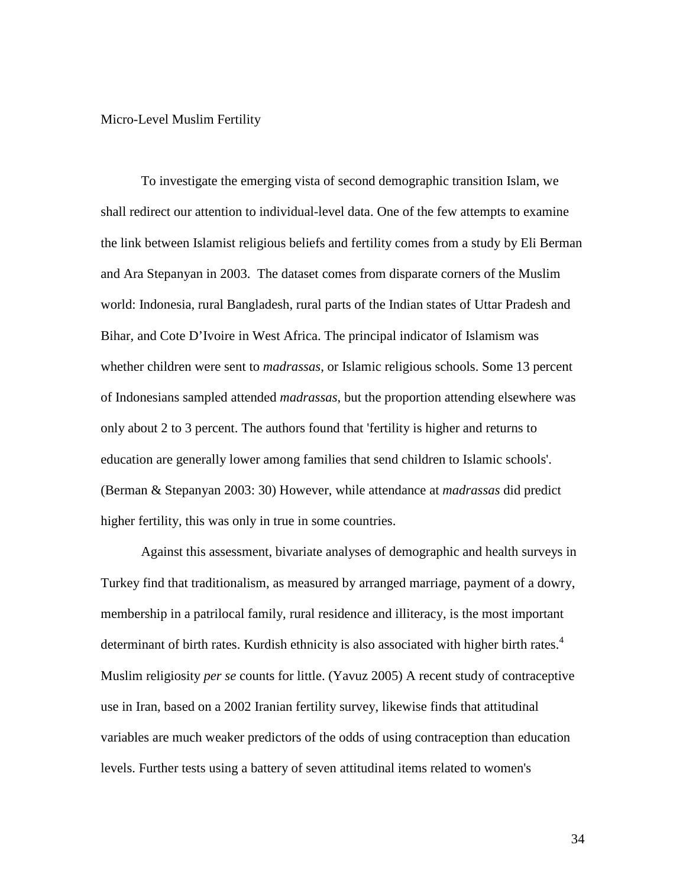Micro-Level Muslim Fertility

To investigate the emerging vista of second demographic transition Islam, we shall redirect our attention to individual-level data. One of the few attempts to examine the link between Islamist religious beliefs and fertility comes from a study by Eli Berman and Ara Stepanyan in 2003. The dataset comes from disparate corners of the Muslim world: Indonesia, rural Bangladesh, rural parts of the Indian states of Uttar Pradesh and Bihar, and Cote D'Ivoire in West Africa. The principal indicator of Islamism was whether children were sent to *madrassas*, or Islamic religious schools. Some 13 percent of Indonesians sampled attended *madrassas*, but the proportion attending elsewhere was only about 2 to 3 percent. The authors found that 'fertility is higher and returns to education are generally lower among families that send children to Islamic schools'. (Berman & Stepanyan 2003: 30) However, while attendance at *madrassas* did predict higher fertility, this was only in true in some countries.

Against this assessment, bivariate analyses of demographic and health surveys in Turkey find that traditionalism, as measured by arranged marriage, payment of a dowry, membership in a patrilocal family, rural residence and illiteracy, is the most important determinant of birth rates. Kurdish ethnicity is also associated with higher birth rates.[4] Muslim religiosity *per se* counts for little. (Yavuz 2005) A recent study of contraceptive use in Iran, based on a 2002 Iranian fertility survey, likewise finds that attitudinal variables are much weaker predictors of the odds of using contraception than education levels. Further tests using a battery of seven attitudinal items related to women's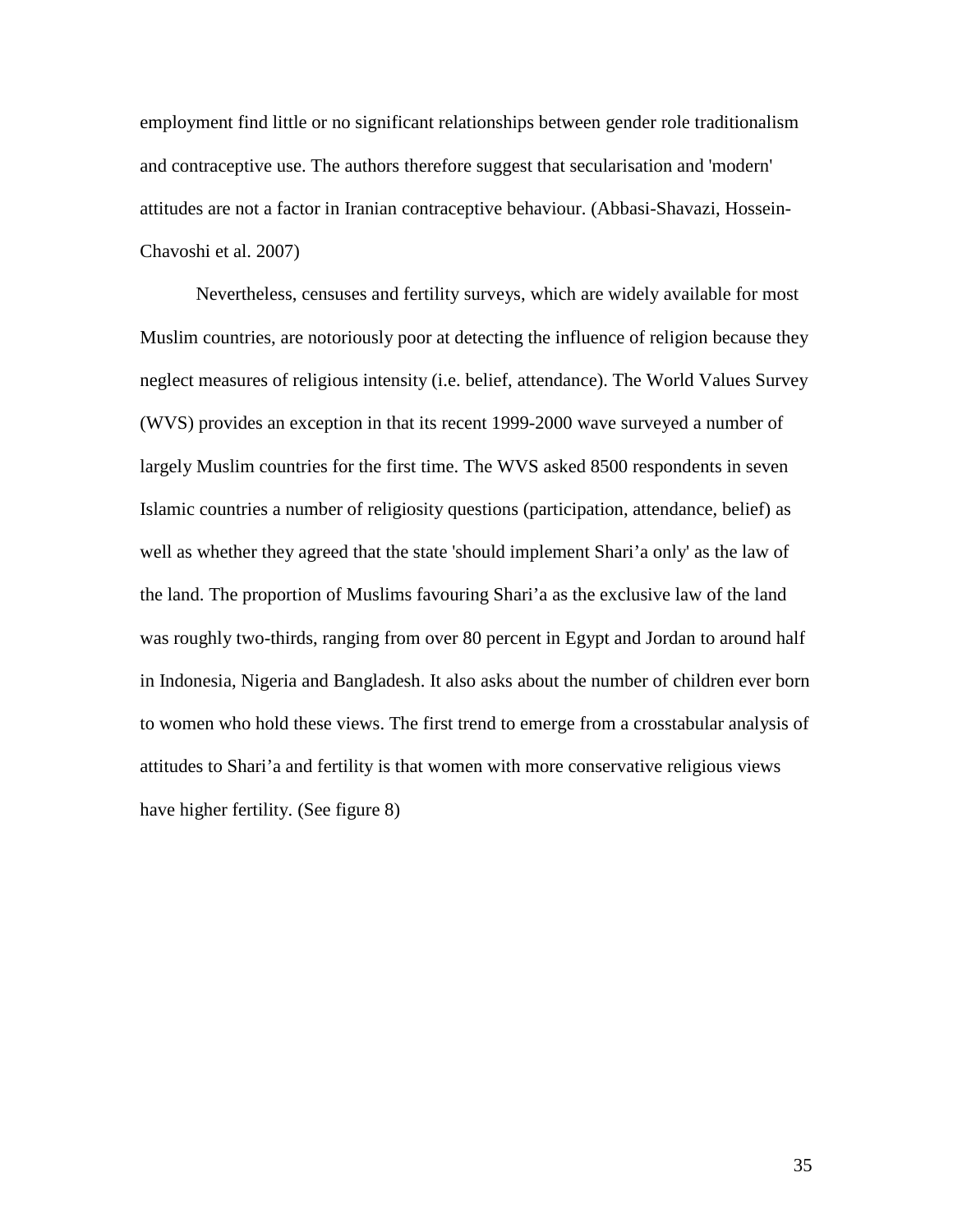employment find little or no significant relationships between gender role traditionalism and contraceptive use. The authors therefore suggest that secularisation and 'modern' attitudes are not a factor in Iranian contraceptive behaviour. (Abbasi-Shavazi, Hossein-Chavoshi et al. 2007)

Nevertheless, censuses and fertility surveys, which are widely available for most Muslim countries, are notoriously poor at detecting the influence of religion because they neglect measures of religious intensity (i.e. belief, attendance). The World Values Survey (WVS) provides an exception in that its recent 1999-2000 wave surveyed a number of largely Muslim countries for the first time. The WVS asked 8500 respondents in seven Islamic countries a number of religiosity questions (participation, attendance, belief) as well as whether they agreed that the state 'should implement Shari'a only' as the law of the land. The proportion of Muslims favouring Shari'a as the exclusive law of the land was roughly two-thirds, ranging from over 80 percent in Egypt and Jordan to around half in Indonesia, Nigeria and Bangladesh. It also asks about the number of children ever born to women who hold these views. The first trend to emerge from a crosstabular analysis of attitudes to Shari'a and fertility is that women with more conservative religious views have higher fertility. (See figure 8)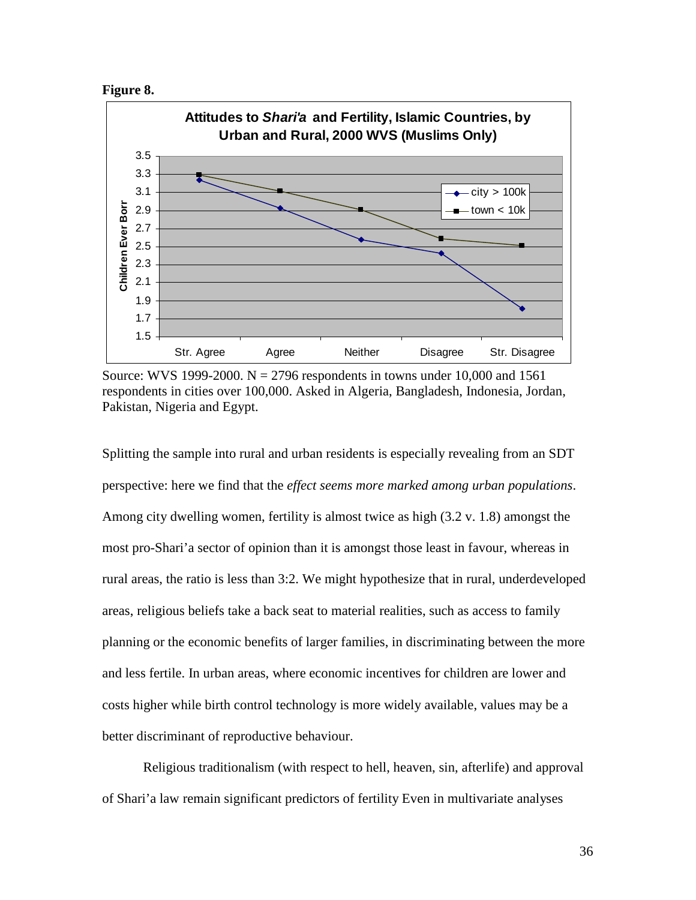**Figure 8.**

Source: WVS 1999-2000. N = 2796 respondents in towns under 10,000 and 1561 respondents in cities over 100,000. Asked in Algeria, Bangladesh, Indonesia, Jordan, Pakistan, Nigeria and Egypt.

Splitting the sample into rural and urban residents is especially revealing from an SDT perspective: here we find that the *effect seems more marked among urban populations*. Among city dwelling women, fertility is almost twice as high (3.2 v. 1.8) amongst the most pro-Shari'a sector of opinion than it is amongst those least in favour, whereas in rural areas, the ratio is less than 3:2. We might hypothesize that in rural, underdeveloped areas, religious beliefs take a back seat to material realities, such as access to family planning or the economic benefits of larger families, in discriminating between the more and less fertile. In urban areas, where economic incentives for children are lower and costs higher while birth control technology is more widely available, values may be a better discriminant of reproductive behaviour.

Religious traditionalism (with respect to hell, heaven, sin, afterlife) and approval of Shari'a law remain significant predictors of fertility Even in multivariate analyses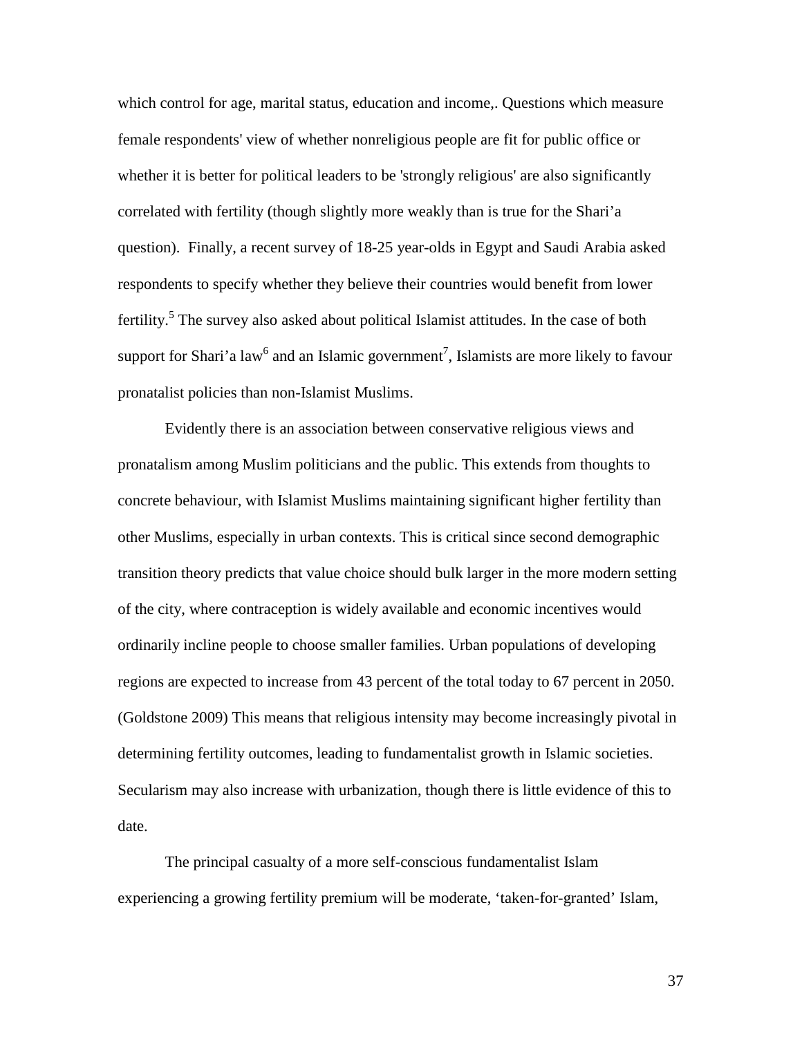which control for age, marital status, education and income,. Questions which measure female respondents' view of whether nonreligious people are fit for public office or whether it is better for political leaders to be 'strongly religious' are also significantly correlated with fertility (though slightly more weakly than is true for the Shari'a question). Finally, a recent survey of 18-25 year-olds in Egypt and Saudi Arabia asked respondents to specify whether they believe their countries would benefit from lower fertility.[5] The survey also asked about political Islamist attitudes. In the case of both support for Shari'a law[6] and an Islamic government[7], Islamists are more likely to favour pronatalist policies than non-Islamist Muslims.

Evidently there is an association between conservative religious views and pronatalism among Muslim politicians and the public. This extends from thoughts to concrete behaviour, with Islamist Muslims maintaining significant higher fertility than other Muslims, especially in urban contexts. This is critical since second demographic transition theory predicts that value choice should bulk larger in the more modern setting of the city, where contraception is widely available and economic incentives would ordinarily incline people to choose smaller families. Urban populations of developing regions are expected to increase from 43 percent of the total today to 67 percent in 2050. (Goldstone 2009) This means that religious intensity may become increasingly pivotal in determining fertility outcomes, leading to fundamentalist growth in Islamic societies. Secularism may also increase with urbanization, though there is little evidence of this to date.

The principal casualty of a more self-conscious fundamentalist Islam experiencing a growing fertility premium will be moderate, 'taken-for-granted' Islam,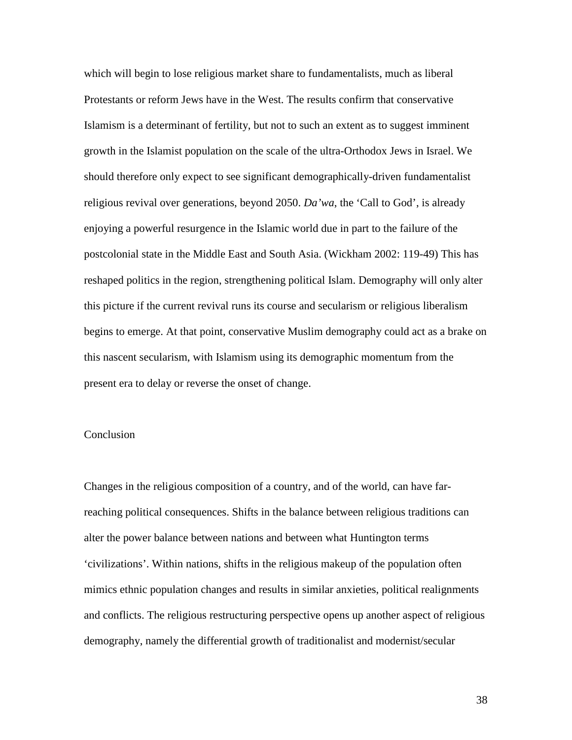which will begin to lose religious market share to fundamentalists, much as liberal Protestants or reform Jews have in the West. The results confirm that conservative Islamism is a determinant of fertility, but not to such an extent as to suggest imminent growth in the Islamist population on the scale of the ultra-Orthodox Jews in Israel. We should therefore only expect to see significant demographically-driven fundamentalist religious revival over generations, beyond 2050. *Da'wa*, the 'Call to God', is already enjoying a powerful resurgence in the Islamic world due in part to the failure of the postcolonial state in the Middle East and South Asia. (Wickham 2002: 119-49) This has reshaped politics in the region, strengthening political Islam. Demography will only alter this picture if the current revival runs its course and secularism or religious liberalism begins to emerge. At that point, conservative Muslim demography could act as a brake on this nascent secularism, with Islamism using its demographic momentum from the present era to delay or reverse the onset of change.

## Conclusion

Changes in the religious composition of a country, and of the world, can have far-reaching political consequences. Shifts in the balance between religious traditions can alter the power balance between nations and between what Huntington terms 'civilizations'. Within nations, shifts in the religious makeup of the population often mimics ethnic population changes and results in similar anxieties, political realignments and conflicts. The religious restructuring perspective opens up another aspect of religious demography, namely the differential growth of traditionalist and modernist/secular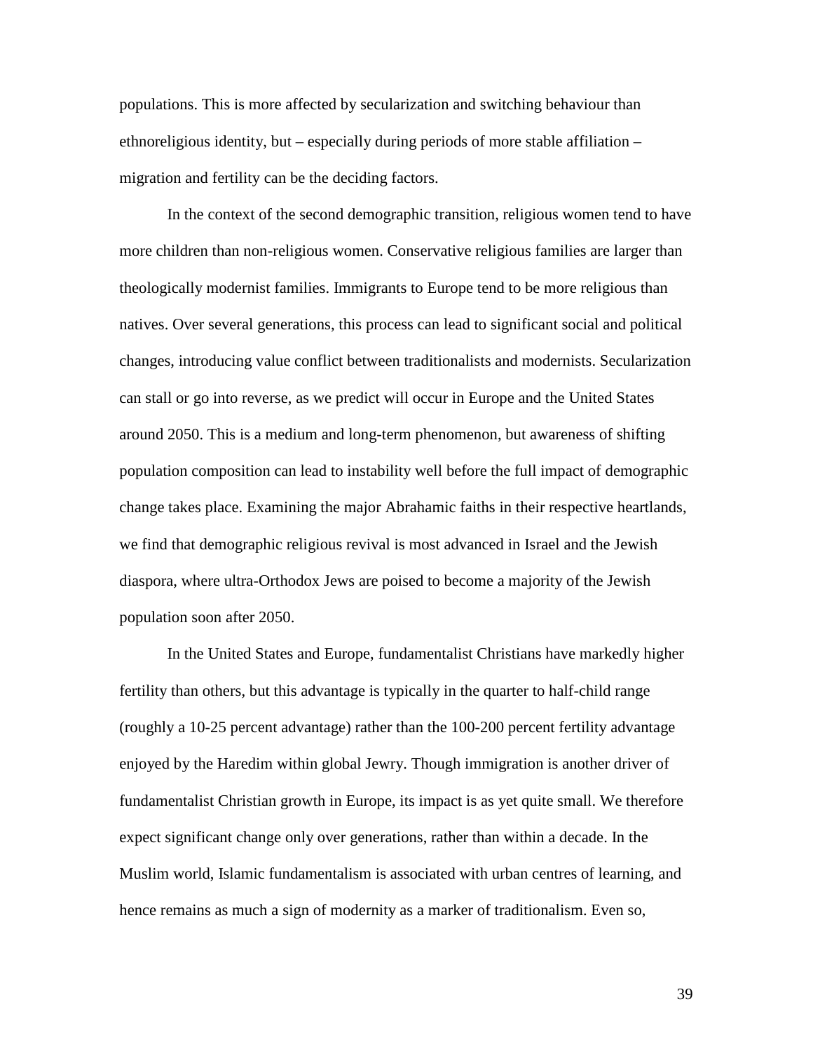populations. This is more affected by secularization and switching behaviour than ethnoreligious identity, but – especially during periods of more stable affiliation – migration and fertility can be the deciding factors.

In the context of the second demographic transition, religious women tend to have more children than non-religious women. Conservative religious families are larger than theologically modernist families. Immigrants to Europe tend to be more religious than natives. Over several generations, this process can lead to significant social and political changes, introducing value conflict between traditionalists and modernists. Secularization can stall or go into reverse, as we predict will occur in Europe and the United States around 2050. This is a medium and long-term phenomenon, but awareness of shifting population composition can lead to instability well before the full impact of demographic change takes place. Examining the major Abrahamic faiths in their respective heartlands, we find that demographic religious revival is most advanced in Israel and the Jewish diaspora, where ultra-Orthodox Jews are poised to become a majority of the Jewish population soon after 2050.

In the United States and Europe, fundamentalist Christians have markedly higher fertility than others, but this advantage is typically in the quarter to half-child range (roughly a 10-25 percent advantage) rather than the 100-200 percent fertility advantage enjoyed by the Haredim within global Jewry. Though immigration is another driver of fundamentalist Christian growth in Europe, its impact is as yet quite small. We therefore expect significant change only over generations, rather than within a decade. In the Muslim world, Islamic fundamentalism is associated with urban centres of learning, and hence remains as much a sign of modernity as a marker of traditionalism. Even so,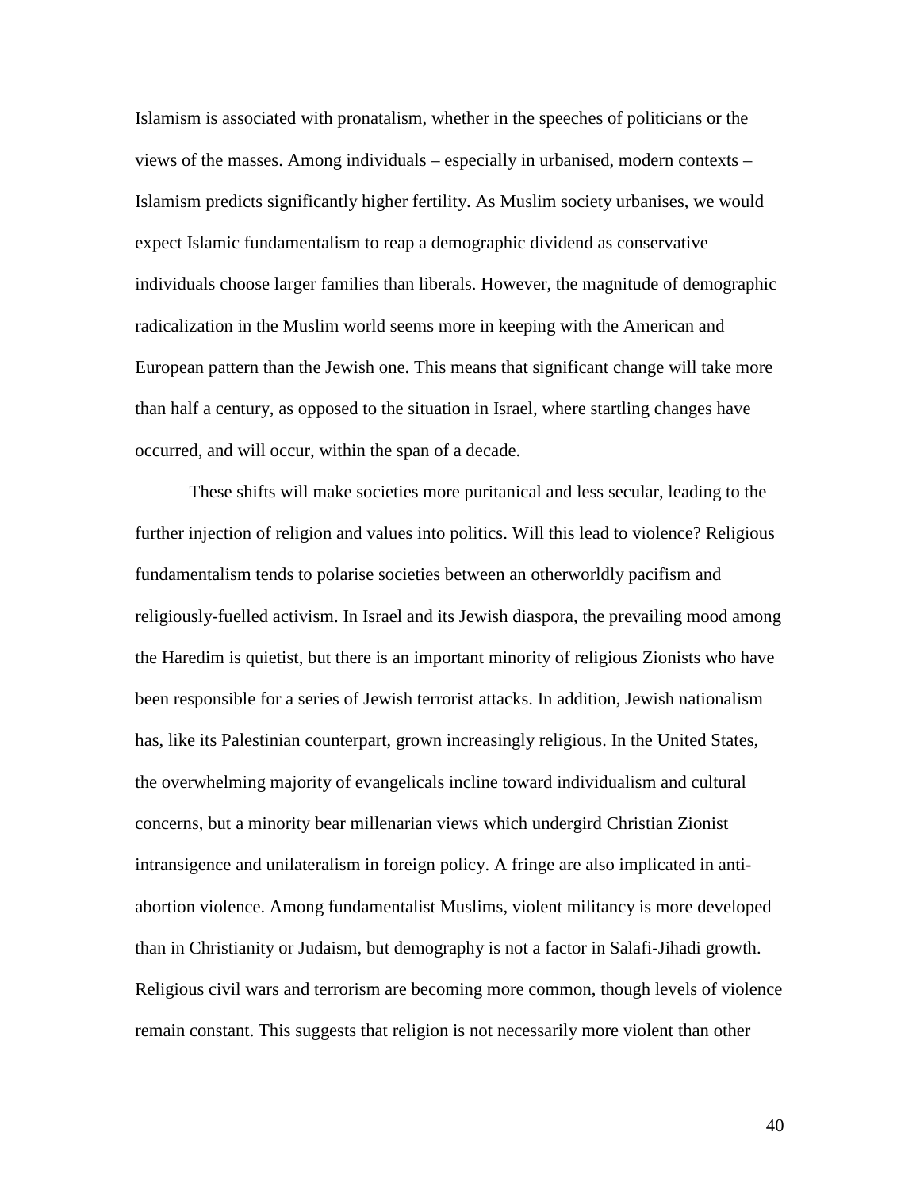Islamism is associated with pronatalism, whether in the speeches of politicians or the views of the masses. Among individuals – especially in urbanised, modern contexts – Islamism predicts significantly higher fertility. As Muslim society urbanises, we would expect Islamic fundamentalism to reap a demographic dividend as conservative individuals choose larger families than liberals. However, the magnitude of demographic radicalization in the Muslim world seems more in keeping with the American and European pattern than the Jewish one. This means that significant change will take more than half a century, as opposed to the situation in Israel, where startling changes have occurred, and will occur, within the span of a decade.

These shifts will make societies more puritanical and less secular, leading to the further injection of religion and values into politics. Will this lead to violence? Religious fundamentalism tends to polarise societies between an otherworldly pacifism and religiously-fuelled activism. In Israel and its Jewish diaspora, the prevailing mood among the Haredim is quietist, but there is an important minority of religious Zionists who have been responsible for a series of Jewish terrorist attacks. In addition, Jewish nationalism has, like its Palestinian counterpart, grown increasingly religious. In the United States, the overwhelming majority of evangelicals incline toward individualism and cultural concerns, but a minority bear millenarian views which undergird Christian Zionist intransigence and unilateralism in foreign policy. A fringe are also implicated in anti-abortion violence. Among fundamentalist Muslims, violent militancy is more developed than in Christianity or Judaism, but demography is not a factor in Salafi-Jihadi growth. Religious civil wars and terrorism are becoming more common, though levels of violence remain constant. This suggests that religion is not necessarily more violent than other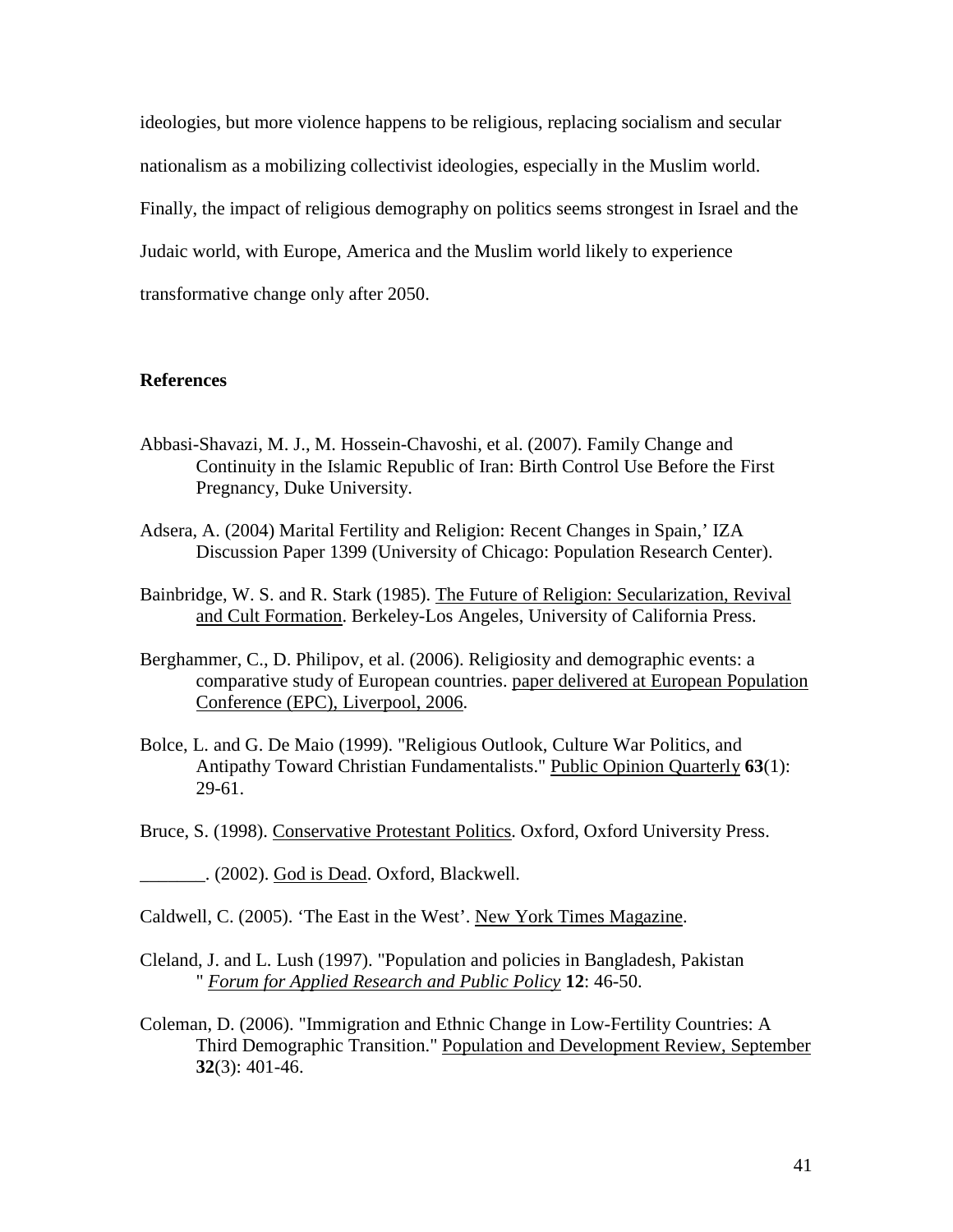ideologies, but more violence happens to be religious, replacing socialism and secular nationalism as a mobilizing collectivist ideologies, especially in the Muslim world. Finally, the impact of religious demography on politics seems strongest in Israel and the Judaic world, with Europe, America and the Muslim world likely to experience transformative change only after 2050.

## References

Abbasi-Shavazi, M. J., M. Hossein-Chavoshi, et al. (2007). Family Change and Continuity in the Islamic Republic of Iran: Birth Control Use Before the First Pregnancy, Duke University.

Adsera, A. (2004) Marital Fertility and Religion: Recent Changes in Spain,' IZA Discussion Paper 1399 (University of Chicago: Population Research Center).

Bainbridge, W. S. and R. Stark (1985). The Future of Religion: Secularization, Revival and Cult Formation. Berkeley-Los Angeles, University of California Press.

Berghammer, C., D. Philipov, et al. (2006). Religiosity and demographic events: a comparative study of European countries. paper delivered at European Population Conference (EPC), Liverpool, 2006.

Bolce, L. and G. De Maio (1999). "Religious Outlook, Culture War Politics, and Antipathy Toward Christian Fundamentalists." Public Opinion Quarterly **63**(1): 29-61.

Bruce, S. (1998). Conservative Protestant Politics. Oxford, Oxford University Press.

_______. (2002). God is Dead. Oxford, Blackwell.

Caldwell, C. (2005). 'The East in the West'. New York Times Magazine.

Cleland, J. and L. Lush (1997). "Population and policies in Bangladesh, Pakistan " *Forum for Applied Research and Public Policy* **12**: 46-50.

Coleman, D. (2006). "Immigration and Ethnic Change in Low-Fertility Countries: A Third Demographic Transition." Population and Development Review, September **32**(3): 401-46.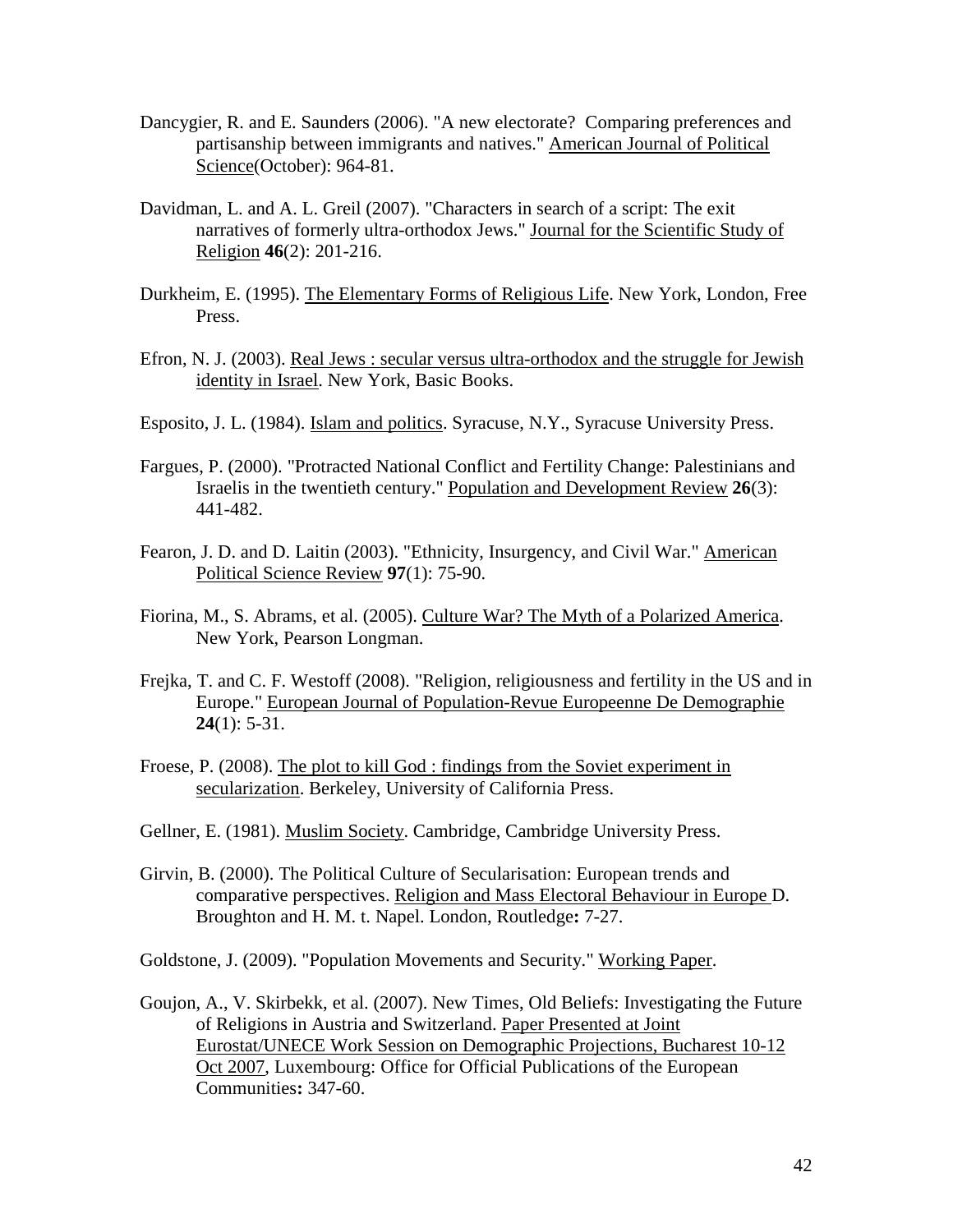Dancygier, R. and E. Saunders (2006). "A new electorate? Comparing preferences and partisanship between immigrants and natives." American Journal of Political Science(October): 964-81.

Davidman, L. and A. L. Greil (2007). "Characters in search of a script: The exit narratives of formerly ultra-orthodox Jews." Journal for the Scientific Study of Religion **46**(2): 201-216.

Durkheim, E. (1995). The Elementary Forms of Religious Life. New York, London, Free Press.

Efron, N. J. (2003). Real Jews : secular versus ultra-orthodox and the struggle for Jewish identity in Israel. New York, Basic Books.

Esposito, J. L. (1984). Islam and politics. Syracuse, N.Y., Syracuse University Press.

Fargues, P. (2000). "Protracted National Conflict and Fertility Change: Palestinians and Israelis in the twentieth century." Population and Development Review **26**(3): 441-482.

Fearon, J. D. and D. Laitin (2003). "Ethnicity, Insurgency, and Civil War." American Political Science Review **97**(1): 75-90.

Fiorina, M., S. Abrams, et al. (2005). Culture War? The Myth of a Polarized America. New York, Pearson Longman.

Frejka, T. and C. F. Westoff (2008). "Religion, religiousness and fertility in the US and in Europe." European Journal of Population-Revue Europeenne De Demographie **24**(1): 5-31.

Froese, P. (2008). The plot to kill God : findings from the Soviet experiment in secularization. Berkeley, University of California Press.

Gellner, E. (1981). Muslim Society. Cambridge, Cambridge University Press.

Girvin, B. (2000). The Political Culture of Secularisation: European trends and comparative perspectives. Religion and Mass Electoral Behaviour in Europe D. Broughton and H. M. t. Napel. London, Routledge**:** 7-27.

Goldstone, J. (2009). "Population Movements and Security." Working Paper.

Goujon, A., V. Skirbekk, et al. (2007). New Times, Old Beliefs: Investigating the Future of Religions in Austria and Switzerland. Paper Presented at Joint Eurostat/UNECE Work Session on Demographic Projections, Bucharest 10-12 Oct 2007, Luxembourg: Office for Official Publications of the European Communities**:** 347-60.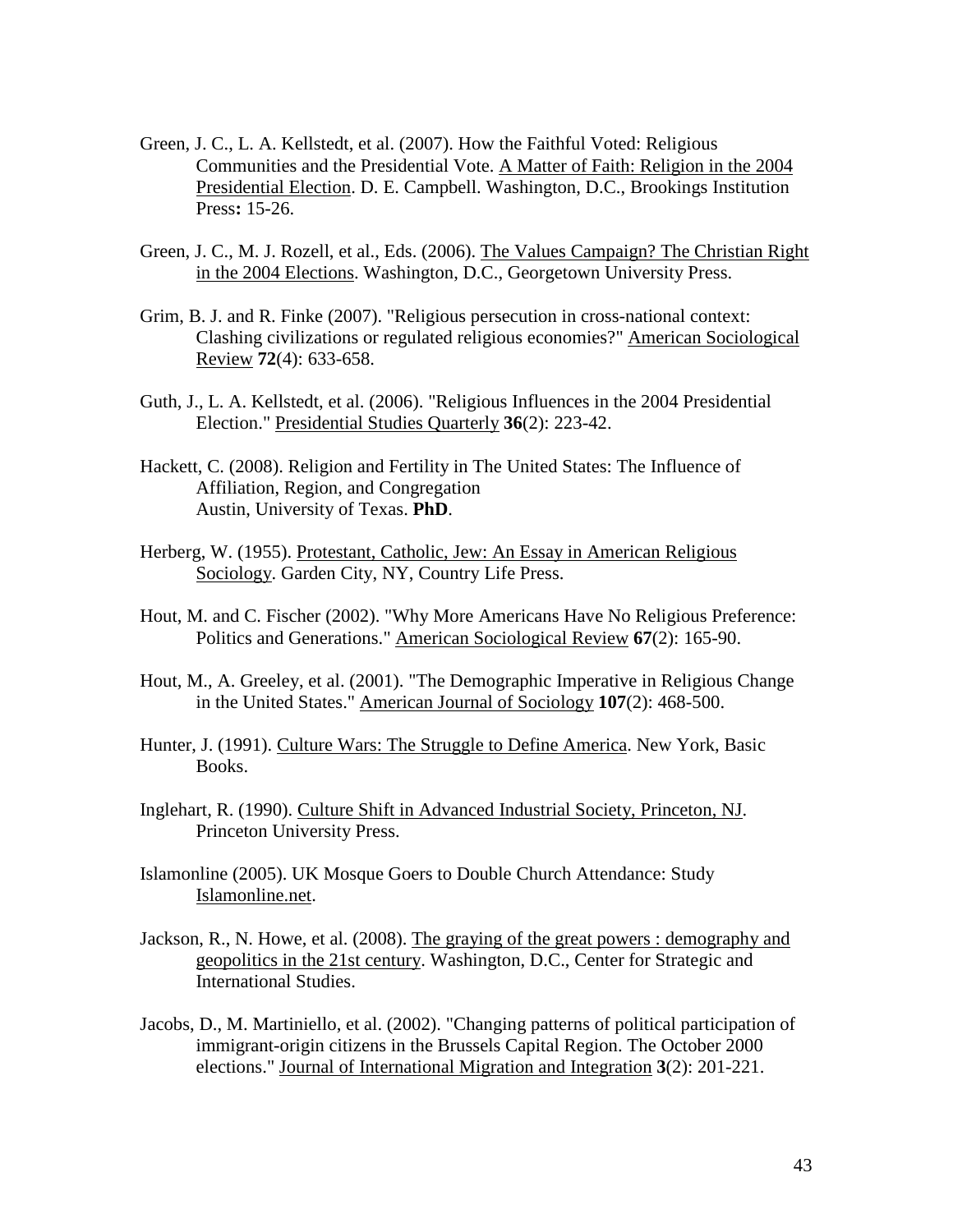Green, J. C., L. A. Kellstedt, et al. (2007). How the Faithful Voted: Religious Communities and the Presidential Vote. A Matter of Faith: Religion in the 2004 Presidential Election. D. E. Campbell. Washington, D.C., Brookings Institution Press**:** 15-26.

Green, J. C., M. J. Rozell, et al., Eds. (2006). The Values Campaign? The Christian Right in the 2004 Elections. Washington, D.C., Georgetown University Press.

Grim, B. J. and R. Finke (2007). "Religious persecution in cross-national context: Clashing civilizations or regulated religious economies?" American Sociological Review **72**(4): 633-658.

Guth, J., L. A. Kellstedt, et al. (2006). "Religious Influences in the 2004 Presidential Election." Presidential Studies Quarterly **36**(2): 223-42.

Hackett, C. (2008). Religion and Fertility in The United States: The Influence of Affiliation, Region, and Congregation
Austin, University of Texas. **PhD**.

Herberg, W. (1955). Protestant, Catholic, Jew: An Essay in American Religious Sociology. Garden City, NY, Country Life Press.

Hout, M. and C. Fischer (2002). "Why More Americans Have No Religious Preference: Politics and Generations." American Sociological Review **67**(2): 165-90.

Hout, M., A. Greeley, et al. (2001). "The Demographic Imperative in Religious Change in the United States." American Journal of Sociology **107**(2): 468-500.

Hunter, J. (1991). Culture Wars: The Struggle to Define America. New York, Basic Books.

Inglehart, R. (1990). Culture Shift in Advanced Industrial Society, Princeton, NJ. Princeton University Press.

Islamonline (2005). UK Mosque Goers to Double Church Attendance: Study Islamonline.net.

Jackson, R., N. Howe, et al. (2008). The graying of the great powers : demography and geopolitics in the 21st century. Washington, D.C., Center for Strategic and International Studies.

Jacobs, D., M. Martiniello, et al. (2002). "Changing patterns of political participation of immigrant-origin citizens in the Brussels Capital Region. The October 2000 elections." Journal of International Migration and Integration **3**(2): 201-221.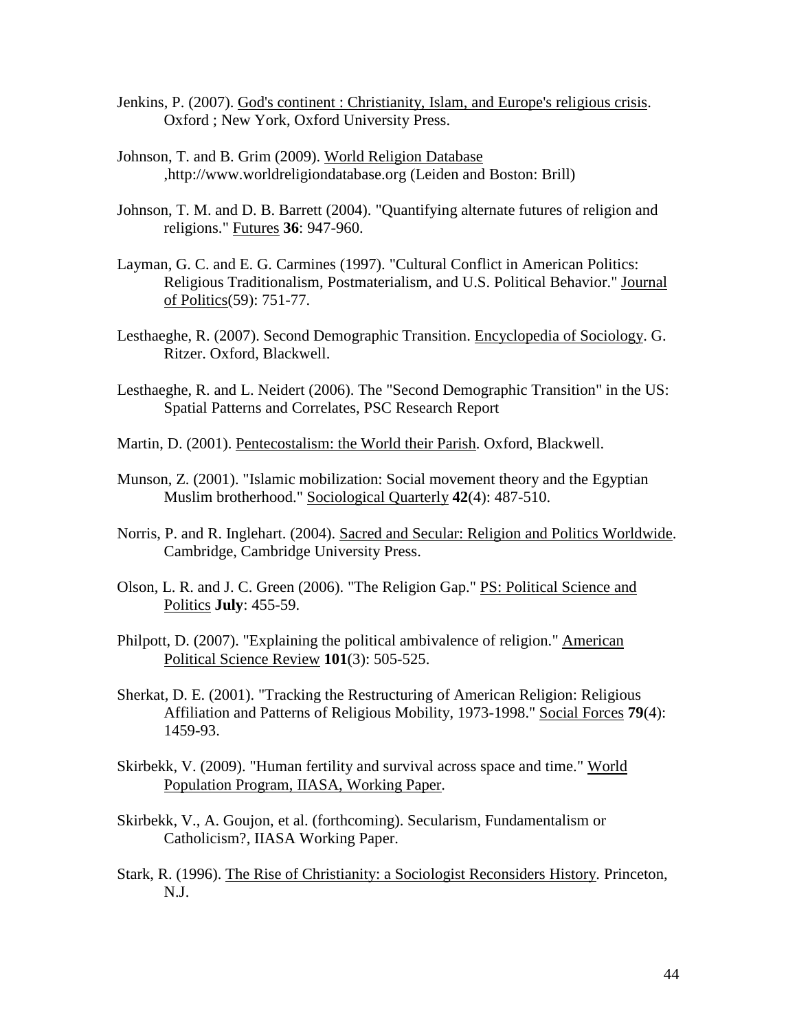Jenkins, P. (2007). God's continent : Christianity, Islam, and Europe's religious crisis. Oxford ; New York, Oxford University Press.

Johnson, T. and B. Grim (2009). World Religion Database ,http://www.worldreligiondatabase.org (Leiden and Boston: Brill)

Johnson, T. M. and D. B. Barrett (2004). "Quantifying alternate futures of religion and religions." Futures **36**: 947-960.

Layman, G. C. and E. G. Carmines (1997). "Cultural Conflict in American Politics: Religious Traditionalism, Postmaterialism, and U.S. Political Behavior." Journal of Politics(59): 751-77.

Lesthaeghe, R. (2007). Second Demographic Transition. Encyclopedia of Sociology. G. Ritzer. Oxford, Blackwell.

Lesthaeghe, R. and L. Neidert (2006). The "Second Demographic Transition" in the US: Spatial Patterns and Correlates, PSC Research Report

Martin, D. (2001). Pentecostalism: the World their Parish. Oxford, Blackwell.

Munson, Z. (2001). "Islamic mobilization: Social movement theory and the Egyptian Muslim brotherhood." Sociological Quarterly **42**(4): 487-510.

Norris, P. and R. Inglehart. (2004). Sacred and Secular: Religion and Politics Worldwide. Cambridge, Cambridge University Press.

Olson, L. R. and J. C. Green (2006). "The Religion Gap." PS: Political Science and Politics **July**: 455-59.

Philpott, D. (2007). "Explaining the political ambivalence of religion." American Political Science Review **101**(3): 505-525.

Sherkat, D. E. (2001). "Tracking the Restructuring of American Religion: Religious Affiliation and Patterns of Religious Mobility, 1973-1998." Social Forces **79**(4): 1459-93.

Skirbekk, V. (2009). "Human fertility and survival across space and time." World Population Program, IIASA, Working Paper.

Skirbekk, V., A. Goujon, et al. (forthcoming). Secularism, Fundamentalism or Catholicism?, IIASA Working Paper.

Stark, R. (1996). The Rise of Christianity: a Sociologist Reconsiders History. Princeton, N.J.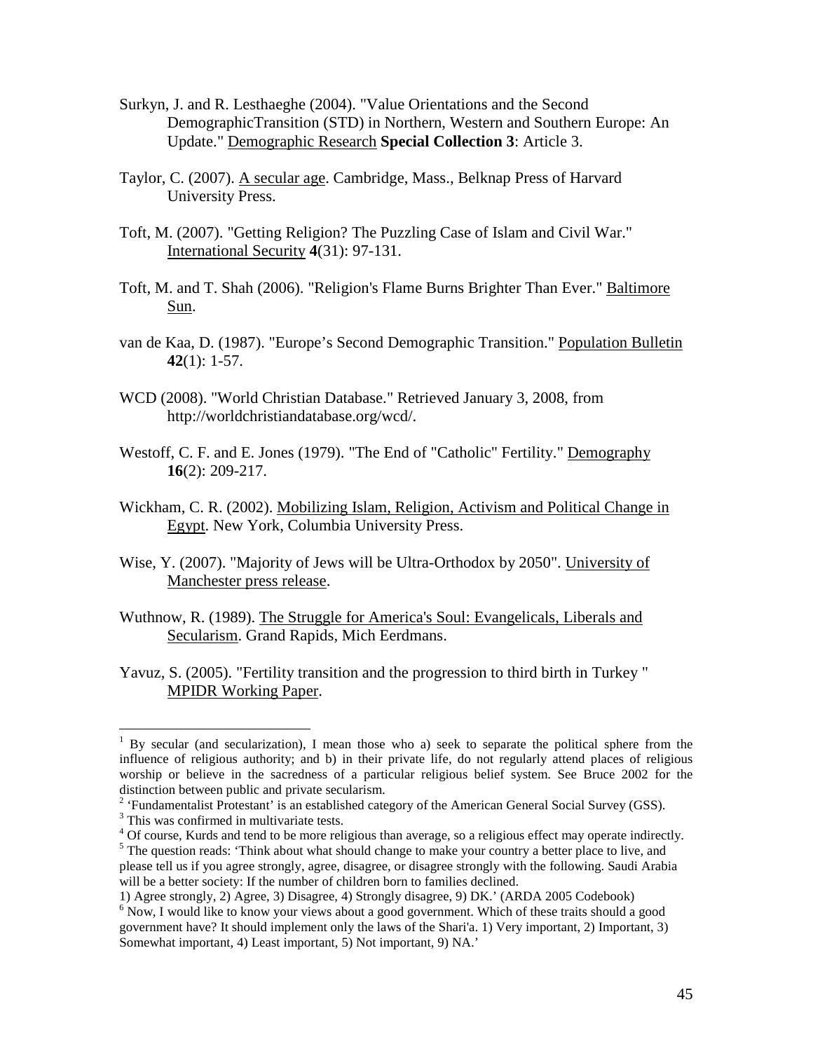Surkyn, J. and R. Lesthaeghe (2004). "Value Orientations and the Second DemographicTransition (STD) in Northern, Western and Southern Europe: An Update." Demographic Research **Special Collection 3**: Article 3.

Taylor, C. (2007). A secular age. Cambridge, Mass., Belknap Press of Harvard University Press.

Toft, M. (2007). "Getting Religion? The Puzzling Case of Islam and Civil War." International Security **4**(31): 97-131.

Toft, M. and T. Shah (2006). "Religion's Flame Burns Brighter Than Ever." Baltimore Sun.

van de Kaa, D. (1987). "Europe's Second Demographic Transition." Population Bulletin **42**(1): 1-57.

WCD (2008). "World Christian Database." Retrieved January 3, 2008, from http://worldchristiandatabase.org/wcd/.

Westoff, C. F. and E. Jones (1979). "The End of "Catholic" Fertility." Demography **16**(2): 209-217.

Wickham, C. R. (2002). Mobilizing Islam, Religion, Activism and Political Change in Egypt. New York, Columbia University Press.

Wise, Y. (2007). "Majority of Jews will be Ultra-Orthodox by 2050". University of Manchester press release.

Wuthnow, R. (1989). The Struggle for America's Soul: Evangelicals, Liberals and Secularism. Grand Rapids, Mich Eerdmans.

Yavuz, S. (2005). "Fertility transition and the progression to third birth in Turkey " MPIDR Working Paper.

---

[1] By secular (and secularization), I mean those who a) seek to separate the political sphere from the influence of religious authority; and b) in their private life, do not regularly attend places of religious worship or believe in the sacredness of a particular religious belief system. See Bruce 2002 for the distinction between public and private secularism.

[2] 'Fundamentalist Protestant' is an established category of the American General Social Survey (GSS).

[3] This was confirmed in multivariate tests.

[4] Of course, Kurds and tend to be more religious than average, so a religious effect may operate indirectly.

[5] The question reads: 'Think about what should change to make your country a better place to live, and please tell us if you agree strongly, agree, disagree, or disagree strongly with the following. Saudi Arabia will be a better society: If the number of children born to families declined.
1) Agree strongly, 2) Agree, 3) Disagree, 4) Strongly disagree, 9) DK.' (ARDA 2005 Codebook)

[6] Now, I would like to know your views about a good government. Which of these traits should a good government have? It should implement only the laws of the Shari'a. 1) Very important, 2) Important, 3) Somewhat important, 4) Least important, 5) Not important, 9) NA.'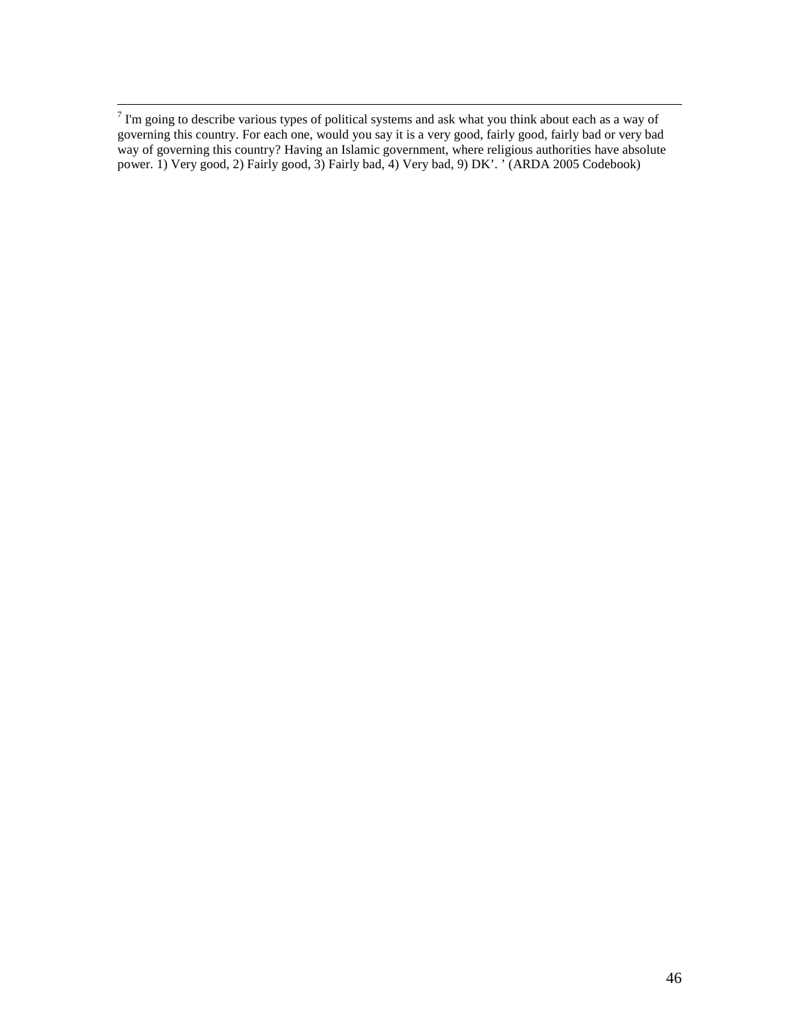[7] I'm going to describe various types of political systems and ask what you think about each as a way of governing this country. For each one, would you say it is a very good, fairly good, fairly bad or very bad way of governing this country? Having an Islamic government, where religious authorities have absolute power. 1) Very good, 2) Fairly good, 3) Fairly bad, 4) Very bad, 9) DK'. ' (ARDA 2005 Codebook)